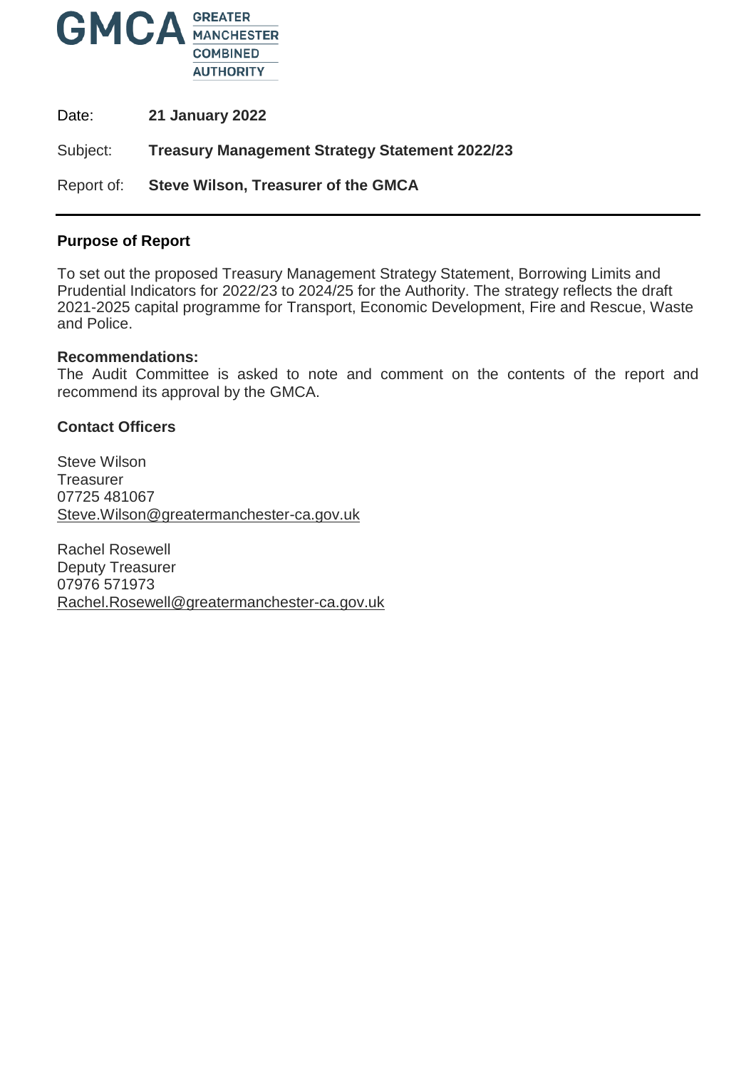GMCA GREATER MANCHESTER COMBINED AUTHORITY

Date: **21 January 2022**

Subject: **Treasury Management Strategy Statement 2022/23**

Report of: **Steve Wilson, Treasurer of the GMCA**

---

**Purpose of Report**

To set out the proposed Treasury Management Strategy Statement, Borrowing Limits and Prudential Indicators for 2022/23 to 2024/25 for the Authority. The strategy reflects the draft 2021-2025 capital programme for Transport, Economic Development, Fire and Rescue, Waste and Police.

**Recommendations:**

The Audit Committee is asked to note and comment on the contents of the report and recommend its approval by the GMCA.

**Contact Officers**

Steve Wilson
Treasurer
07725 481067
Steve.Wilson@greatermanchester-ca.gov.uk

Rachel Rosewell
Deputy Treasurer
07976 571973
Rachel.Rosewell@greatermanchester-ca.gov.uk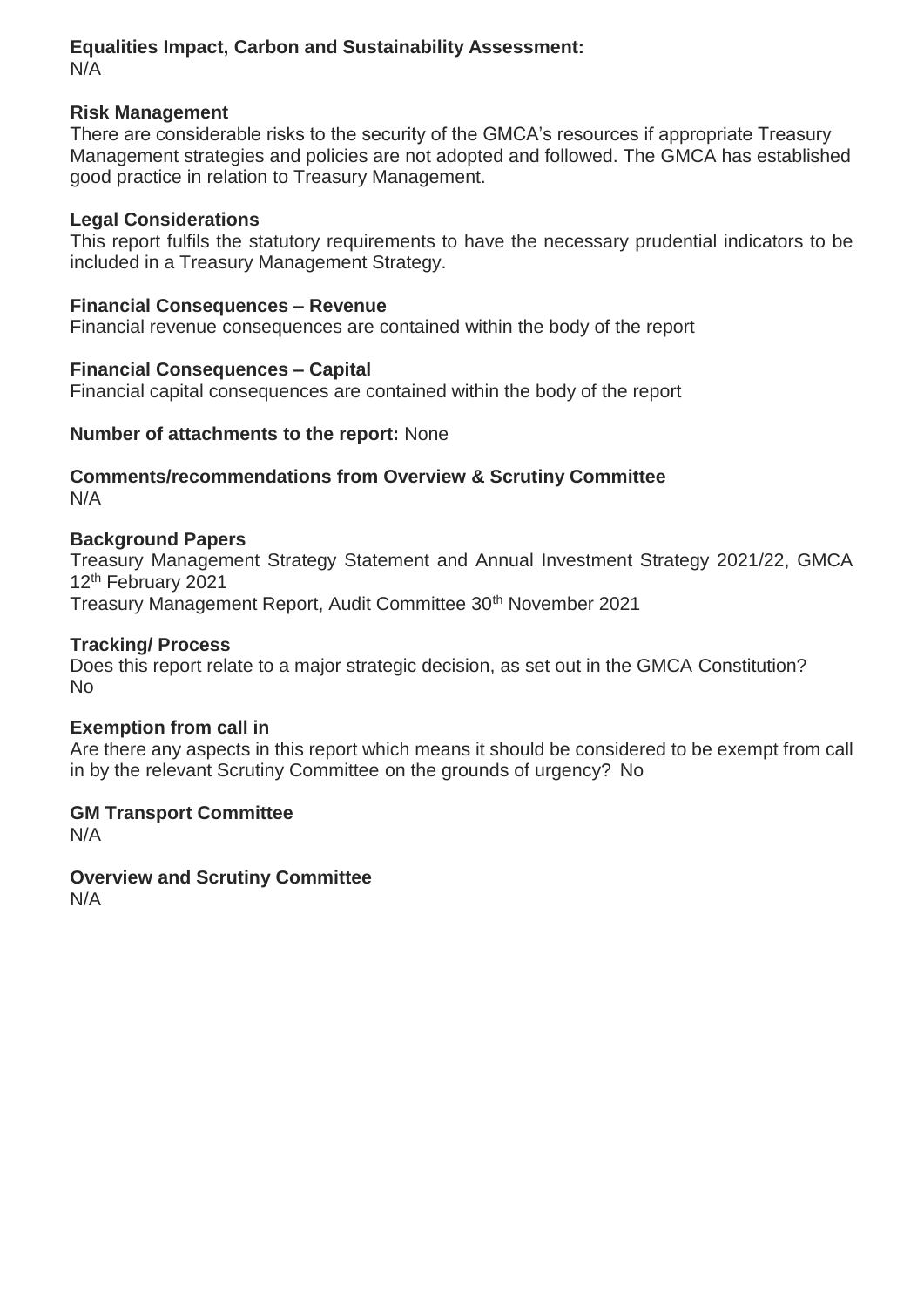**Equalities Impact, Carbon and Sustainability Assessment:**
N/A

**Risk Management**
There are considerable risks to the security of the GMCA's resources if appropriate Treasury Management strategies and policies are not adopted and followed. The GMCA has established good practice in relation to Treasury Management.

**Legal Considerations**
This report fulfils the statutory requirements to have the necessary prudential indicators to be included in a Treasury Management Strategy.

**Financial Consequences – Revenue**
Financial revenue consequences are contained within the body of the report

**Financial Consequences – Capital**
Financial capital consequences are contained within the body of the report

**Number of attachments to the report:** None

**Comments/recommendations from Overview & Scrutiny Committee**
N/A

**Background Papers**
Treasury Management Strategy Statement and Annual Investment Strategy 2021/22, GMCA 12th February 2021
Treasury Management Report, Audit Committee 30th November 2021

**Tracking/ Process**
Does this report relate to a major strategic decision, as set out in the GMCA Constitution?
No

**Exemption from call in**
Are there any aspects in this report which means it should be considered to be exempt from call in by the relevant Scrutiny Committee on the grounds of urgency? No

**GM Transport Committee**
N/A

**Overview and Scrutiny Committee**
N/A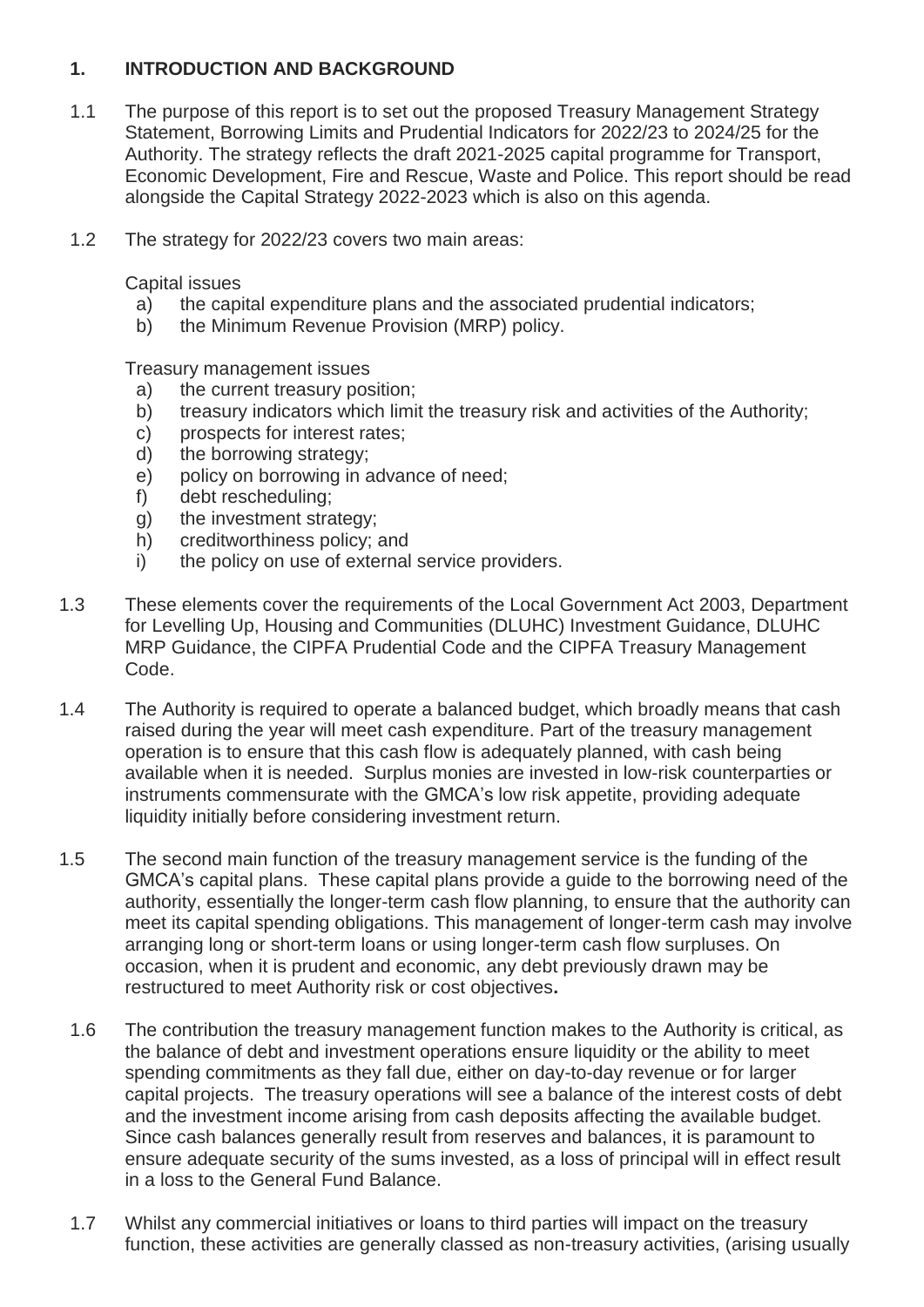## 1. INTRODUCTION AND BACKGROUND

1.1 The purpose of this report is to set out the proposed Treasury Management Strategy Statement, Borrowing Limits and Prudential Indicators for 2022/23 to 2024/25 for the Authority. The strategy reflects the draft 2021-2025 capital programme for Transport, Economic Development, Fire and Rescue, Waste and Police. This report should be read alongside the Capital Strategy 2022-2023 which is also on this agenda.

1.2 The strategy for 2022/23 covers two main areas:

Capital issues

- a) the capital expenditure plans and the associated prudential indicators;
- b) the Minimum Revenue Provision (MRP) policy.

Treasury management issues

- a) the current treasury position;
- b) treasury indicators which limit the treasury risk and activities of the Authority;
- c) prospects for interest rates;
- d) the borrowing strategy;
- e) policy on borrowing in advance of need;
- f) debt rescheduling;
- g) the investment strategy;
- h) creditworthiness policy; and
- i) the policy on use of external service providers.

1.3 These elements cover the requirements of the Local Government Act 2003, Department for Levelling Up, Housing and Communities (DLUHC) Investment Guidance, DLUHC MRP Guidance, the CIPFA Prudential Code and the CIPFA Treasury Management Code.

1.4 The Authority is required to operate a balanced budget, which broadly means that cash raised during the year will meet cash expenditure. Part of the treasury management operation is to ensure that this cash flow is adequately planned, with cash being available when it is needed. Surplus monies are invested in low-risk counterparties or instruments commensurate with the GMCA's low risk appetite, providing adequate liquidity initially before considering investment return.

1.5 The second main function of the treasury management service is the funding of the GMCA's capital plans. These capital plans provide a guide to the borrowing need of the authority, essentially the longer-term cash flow planning, to ensure that the authority can meet its capital spending obligations. This management of longer-term cash may involve arranging long or short-term loans or using longer-term cash flow surpluses. On occasion, when it is prudent and economic, any debt previously drawn may be restructured to meet Authority risk or cost objectives.

1.6 The contribution the treasury management function makes to the Authority is critical, as the balance of debt and investment operations ensure liquidity or the ability to meet spending commitments as they fall due, either on day-to-day revenue or for larger capital projects. The treasury operations will see a balance of the interest costs of debt and the investment income arising from cash deposits affecting the available budget. Since cash balances generally result from reserves and balances, it is paramount to ensure adequate security of the sums invested, as a loss of principal will in effect result in a loss to the General Fund Balance.

1.7 Whilst any commercial initiatives or loans to third parties will impact on the treasury function, these activities are generally classed as non-treasury activities, (arising usually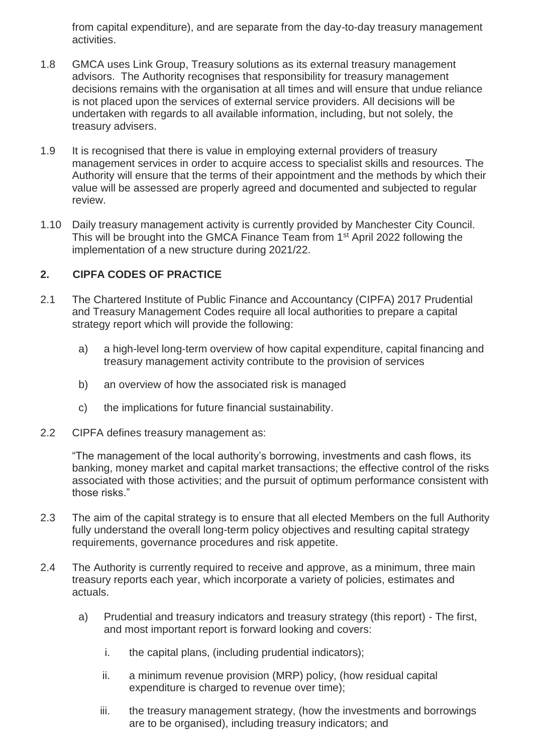from capital expenditure), and are separate from the day-to-day treasury management activities.

1.8 GMCA uses Link Group, Treasury solutions as its external treasury management advisors. The Authority recognises that responsibility for treasury management decisions remains with the organisation at all times and will ensure that undue reliance is not placed upon the services of external service providers. All decisions will be undertaken with regards to all available information, including, but not solely, the treasury advisers.

1.9 It is recognised that there is value in employing external providers of treasury management services in order to acquire access to specialist skills and resources. The Authority will ensure that the terms of their appointment and the methods by which their value will be assessed are properly agreed and documented and subjected to regular review.

1.10 Daily treasury management activity is currently provided by Manchester City Council. This will be brought into the GMCA Finance Team from 1st April 2022 following the implementation of a new structure during 2021/22.

## 2. CIPFA CODES OF PRACTICE

2.1 The Chartered Institute of Public Finance and Accountancy (CIPFA) 2017 Prudential and Treasury Management Codes require all local authorities to prepare a capital strategy report which will provide the following:

a) a high-level long-term overview of how capital expenditure, capital financing and treasury management activity contribute to the provision of services

b) an overview of how the associated risk is managed

c) the implications for future financial sustainability.

2.2 CIPFA defines treasury management as:

"The management of the local authority's borrowing, investments and cash flows, its banking, money market and capital market transactions; the effective control of the risks associated with those activities; and the pursuit of optimum performance consistent with those risks."

2.3 The aim of the capital strategy is to ensure that all elected Members on the full Authority fully understand the overall long-term policy objectives and resulting capital strategy requirements, governance procedures and risk appetite.

2.4 The Authority is currently required to receive and approve, as a minimum, three main treasury reports each year, which incorporate a variety of policies, estimates and actuals.

a) Prudential and treasury indicators and treasury strategy (this report) - The first, and most important report is forward looking and covers:

i. the capital plans, (including prudential indicators);

ii. a minimum revenue provision (MRP) policy, (how residual capital expenditure is charged to revenue over time);

iii. the treasury management strategy, (how the investments and borrowings are to be organised), including treasury indicators; and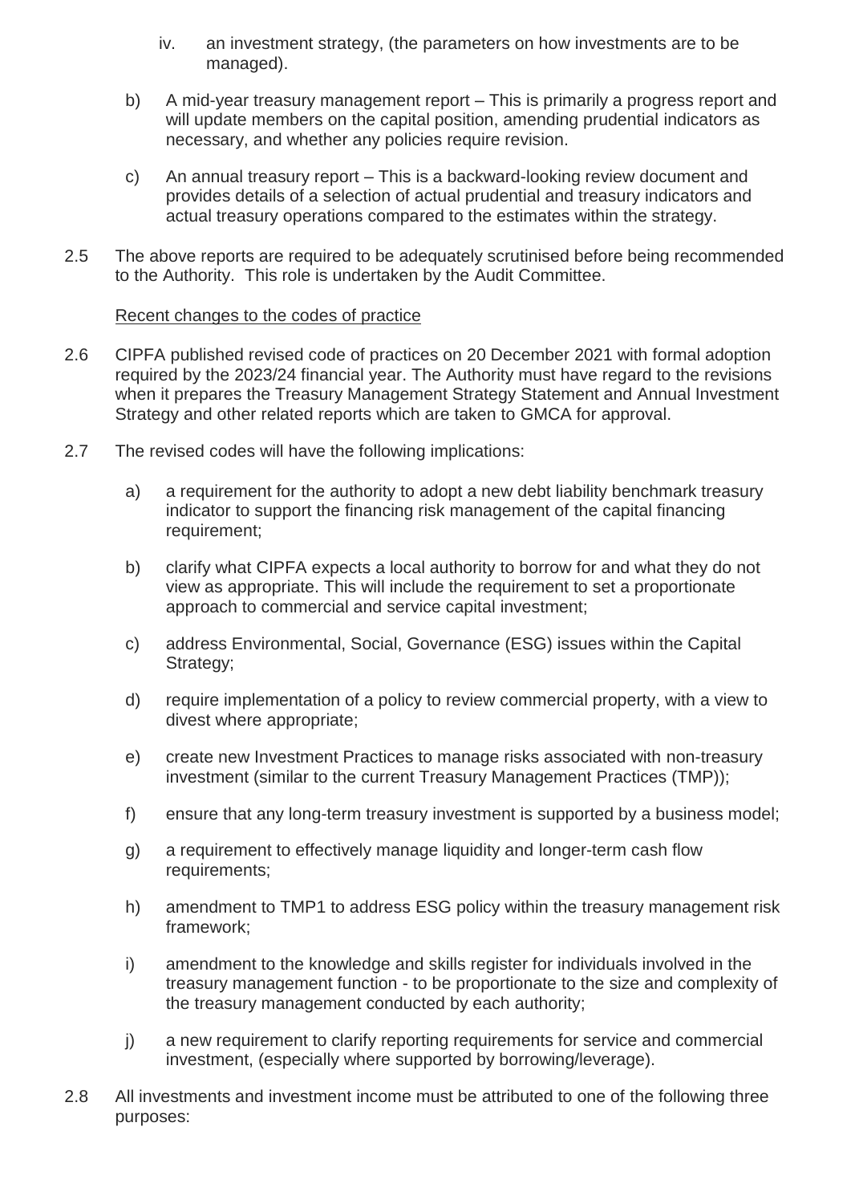iv. an investment strategy, (the parameters on how investments are to be managed).

b) A mid-year treasury management report – This is primarily a progress report and will update members on the capital position, amending prudential indicators as necessary, and whether any policies require revision.

c) An annual treasury report – This is a backward-looking review document and provides details of a selection of actual prudential and treasury indicators and actual treasury operations compared to the estimates within the strategy.

2.5 The above reports are required to be adequately scrutinised before being recommended to the Authority. This role is undertaken by the Audit Committee.

<u>Recent changes to the codes of practice</u>

2.6 CIPFA published revised code of practices on 20 December 2021 with formal adoption required by the 2023/24 financial year. The Authority must have regard to the revisions when it prepares the Treasury Management Strategy Statement and Annual Investment Strategy and other related reports which are taken to GMCA for approval.

2.7 The revised codes will have the following implications:

a) a requirement for the authority to adopt a new debt liability benchmark treasury indicator to support the financing risk management of the capital financing requirement;

b) clarify what CIPFA expects a local authority to borrow for and what they do not view as appropriate. This will include the requirement to set a proportionate approach to commercial and service capital investment;

c) address Environmental, Social, Governance (ESG) issues within the Capital Strategy;

d) require implementation of a policy to review commercial property, with a view to divest where appropriate;

e) create new Investment Practices to manage risks associated with non-treasury investment (similar to the current Treasury Management Practices (TMP));

f) ensure that any long-term treasury investment is supported by a business model;

g) a requirement to effectively manage liquidity and longer-term cash flow requirements;

h) amendment to TMP1 to address ESG policy within the treasury management risk framework;

i) amendment to the knowledge and skills register for individuals involved in the treasury management function - to be proportionate to the size and complexity of the treasury management conducted by each authority;

j) a new requirement to clarify reporting requirements for service and commercial investment, (especially where supported by borrowing/leverage).

2.8 All investments and investment income must be attributed to one of the following three purposes: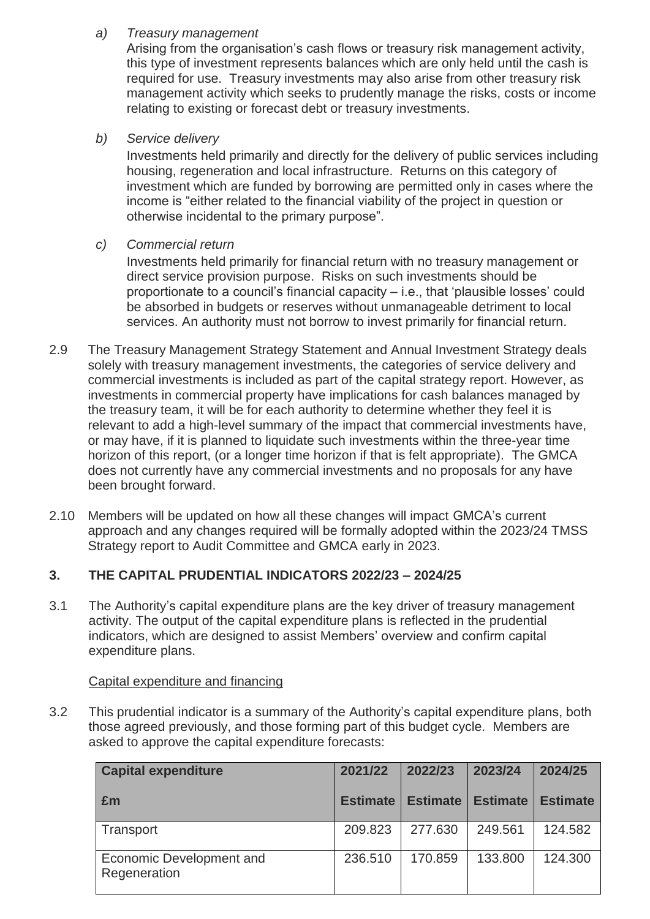a) *Treasury management*

   Arising from the organisation's cash flows or treasury risk management activity, this type of investment represents balances which are only held until the cash is required for use. Treasury investments may also arise from other treasury risk management activity which seeks to prudently manage the risks, costs or income relating to existing or forecast debt or treasury investments.

b) *Service delivery*

   Investments held primarily and directly for the delivery of public services including housing, regeneration and local infrastructure. Returns on this category of investment which are funded by borrowing are permitted only in cases where the income is "either related to the financial viability of the project in question or otherwise incidental to the primary purpose".

c) *Commercial return*

   Investments held primarily for financial return with no treasury management or direct service provision purpose. Risks on such investments should be proportionate to a council's financial capacity – i.e., that 'plausible losses' could be absorbed in budgets or reserves without unmanageable detriment to local services. An authority must not borrow to invest primarily for financial return.

2.9 The Treasury Management Strategy Statement and Annual Investment Strategy deals solely with treasury management investments, the categories of service delivery and commercial investments is included as part of the capital strategy report. However, as investments in commercial property have implications for cash balances managed by the treasury team, it will be for each authority to determine whether they feel it is relevant to add a high-level summary of the impact that commercial investments have, or may have, if it is planned to liquidate such investments within the three-year time horizon of this report, (or a longer time horizon if that is felt appropriate). The GMCA does not currently have any commercial investments and no proposals for any have been brought forward.

2.10 Members will be updated on how all these changes will impact GMCA's current approach and any changes required will be formally adopted within the 2023/24 TMSS Strategy report to Audit Committee and GMCA early in 2023.

## 3. THE CAPITAL PRUDENTIAL INDICATORS 2022/23 – 2024/25

3.1 The Authority's capital expenditure plans are the key driver of treasury management activity. The output of the capital expenditure plans is reflected in the prudential indicators, which are designed to assist Members' overview and confirm capital expenditure plans.

Capital expenditure and financing

3.2 This prudential indicator is a summary of the Authority's capital expenditure plans, both those agreed previously, and those forming part of this budget cycle. Members are asked to approve the capital expenditure forecasts:

| **Capital expenditure** | **2021/22** | **2022/23** | **2023/24** | **2024/25** |
|---|---|---|---|---|
| **£m** | **Estimate** | **Estimate** | **Estimate** | **Estimate** |
| Transport | 209.823 | 277.630 | 249.561 | 124.582 |
| Economic Development and Regeneration | 236.510 | 170.859 | 133.800 | 124.300 |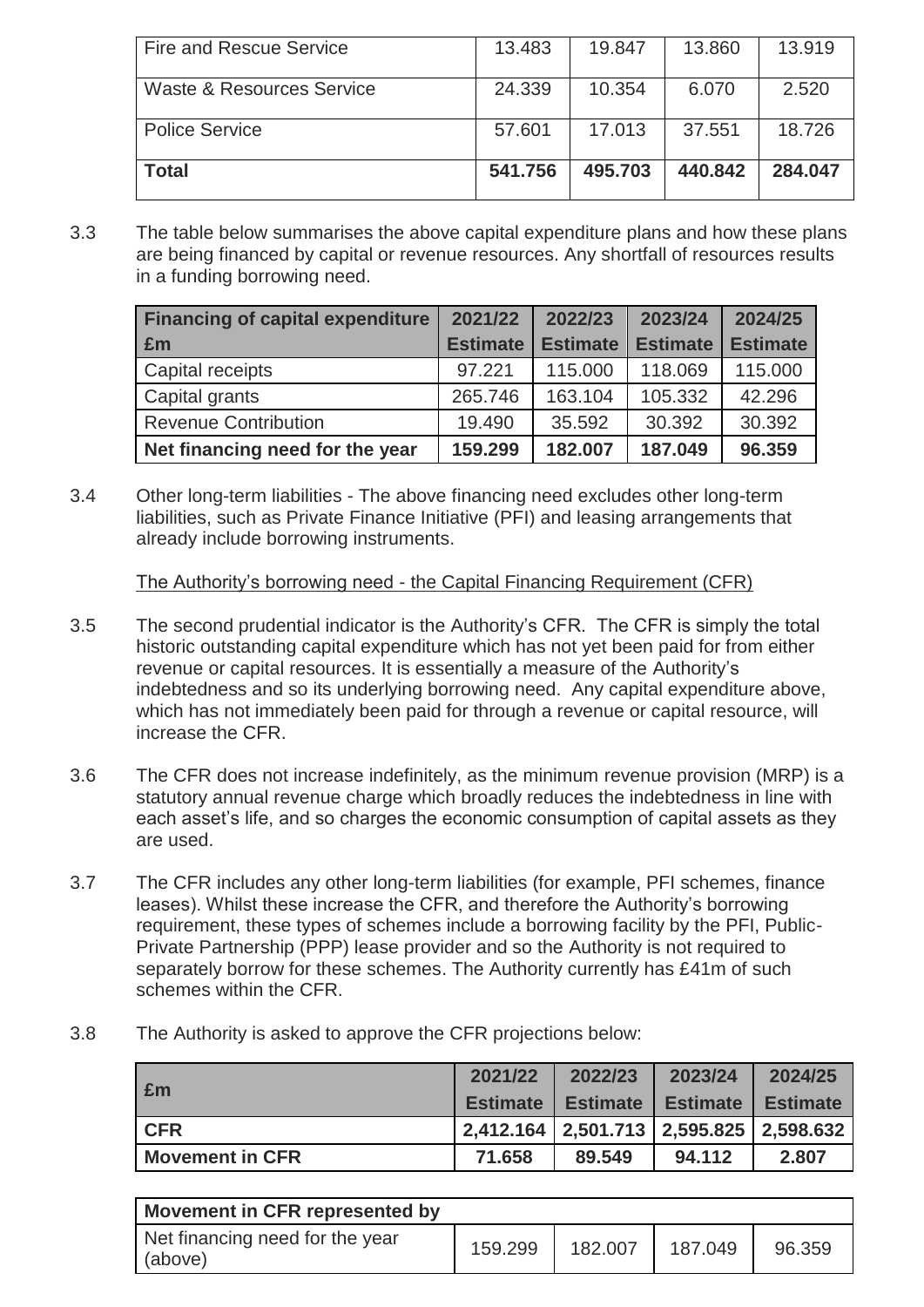| Fire and Rescue Service | 13.483 | 19.847 | 13.860 | 13.919 |
|---|---|---|---|---|
| Waste & Resources Service | 24.339 | 10.354 | 6.070 | 2.520 |
| Police Service | 57.601 | 17.013 | 37.551 | 18.726 |
| **Total** | **541.756** | **495.703** | **440.842** | **284.047** |

3.3 The table below summarises the above capital expenditure plans and how these plans are being financed by capital or revenue resources. Any shortfall of resources results in a funding borrowing need.

| Financing of capital expenditure £m | 2021/22 Estimate | 2022/23 Estimate | 2023/24 Estimate | 2024/25 Estimate |
|---|---|---|---|---|
| Capital receipts | 97.221 | 115.000 | 118.069 | 115.000 |
| Capital grants | 265.746 | 163.104 | 105.332 | 42.296 |
| Revenue Contribution | 19.490 | 35.592 | 30.392 | 30.392 |
| **Net financing need for the year** | **159.299** | **182.007** | **187.049** | **96.359** |

3.4 Other long-term liabilities - The above financing need excludes other long-term liabilities, such as Private Finance Initiative (PFI) and leasing arrangements that already include borrowing instruments.

The Authority's borrowing need - the Capital Financing Requirement (CFR)

3.5 The second prudential indicator is the Authority's CFR. The CFR is simply the total historic outstanding capital expenditure which has not yet been paid for from either revenue or capital resources. It is essentially a measure of the Authority's indebtedness and so its underlying borrowing need. Any capital expenditure above, which has not immediately been paid for through a revenue or capital resource, will increase the CFR.

3.6 The CFR does not increase indefinitely, as the minimum revenue provision (MRP) is a statutory annual revenue charge which broadly reduces the indebtedness in line with each asset's life, and so charges the economic consumption of capital assets as they are used.

3.7 The CFR includes any other long-term liabilities (for example, PFI schemes, finance leases). Whilst these increase the CFR, and therefore the Authority's borrowing requirement, these types of schemes include a borrowing facility by the PFI, Public-Private Partnership (PPP) lease provider and so the Authority is not required to separately borrow for these schemes. The Authority currently has £41m of such schemes within the CFR.

3.8 The Authority is asked to approve the CFR projections below:

| £m | 2021/22 Estimate | 2022/23 Estimate | 2023/24 Estimate | 2024/25 Estimate |
|---|---|---|---|---|
| **CFR** | **2,412.164** | **2,501.713** | **2,595.825** | **2,598.632** |
| **Movement in CFR** | **71.658** | **89.549** | **94.112** | **2.807** |

| **Movement in CFR represented by** | | | | |
|---|---|---|---|---|
| Net financing need for the year (above) | 159.299 | 182.007 | 187.049 | 96.359 |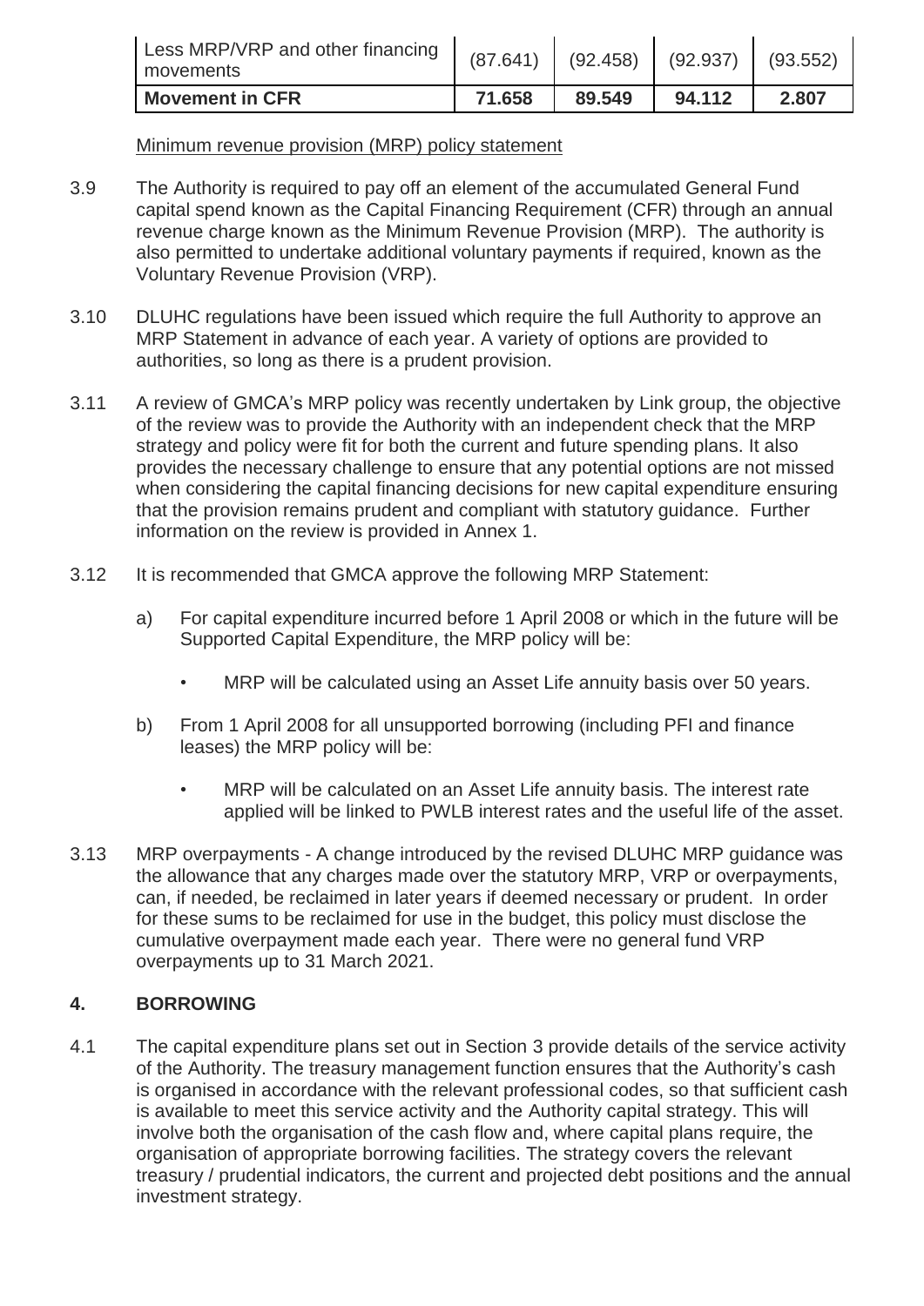| Less MRP/VRP and other financing movements | (87.641) | (92.458) | (92.937) | (93.552) |
|---|---|---|---|---|
| **Movement in CFR** | **71.658** | **89.549** | **94.112** | **2.807** |

Minimum revenue provision (MRP) policy statement

3.9 The Authority is required to pay off an element of the accumulated General Fund capital spend known as the Capital Financing Requirement (CFR) through an annual revenue charge known as the Minimum Revenue Provision (MRP). The authority is also permitted to undertake additional voluntary payments if required, known as the Voluntary Revenue Provision (VRP).

3.10 DLUHC regulations have been issued which require the full Authority to approve an MRP Statement in advance of each year. A variety of options are provided to authorities, so long as there is a prudent provision.

3.11 A review of GMCA's MRP policy was recently undertaken by Link group, the objective of the review was to provide the Authority with an independent check that the MRP strategy and policy were fit for both the current and future spending plans. It also provides the necessary challenge to ensure that any potential options are not missed when considering the capital financing decisions for new capital expenditure ensuring that the provision remains prudent and compliant with statutory guidance. Further information on the review is provided in Annex 1.

3.12 It is recommended that GMCA approve the following MRP Statement:

a) For capital expenditure incurred before 1 April 2008 or which in the future will be Supported Capital Expenditure, the MRP policy will be:

- MRP will be calculated using an Asset Life annuity basis over 50 years.

b) From 1 April 2008 for all unsupported borrowing (including PFI and finance leases) the MRP policy will be:

- MRP will be calculated on an Asset Life annuity basis. The interest rate applied will be linked to PWLB interest rates and the useful life of the asset.

3.13 MRP overpayments - A change introduced by the revised DLUHC MRP guidance was the allowance that any charges made over the statutory MRP, VRP or overpayments, can, if needed, be reclaimed in later years if deemed necessary or prudent. In order for these sums to be reclaimed for use in the budget, this policy must disclose the cumulative overpayment made each year. There were no general fund VRP overpayments up to 31 March 2021.

## 4. BORROWING

4.1 The capital expenditure plans set out in Section 3 provide details of the service activity of the Authority. The treasury management function ensures that the Authority's cash is organised in accordance with the relevant professional codes, so that sufficient cash is available to meet this service activity and the Authority capital strategy. This will involve both the organisation of the cash flow and, where capital plans require, the organisation of appropriate borrowing facilities. The strategy covers the relevant treasury / prudential indicators, the current and projected debt positions and the annual investment strategy.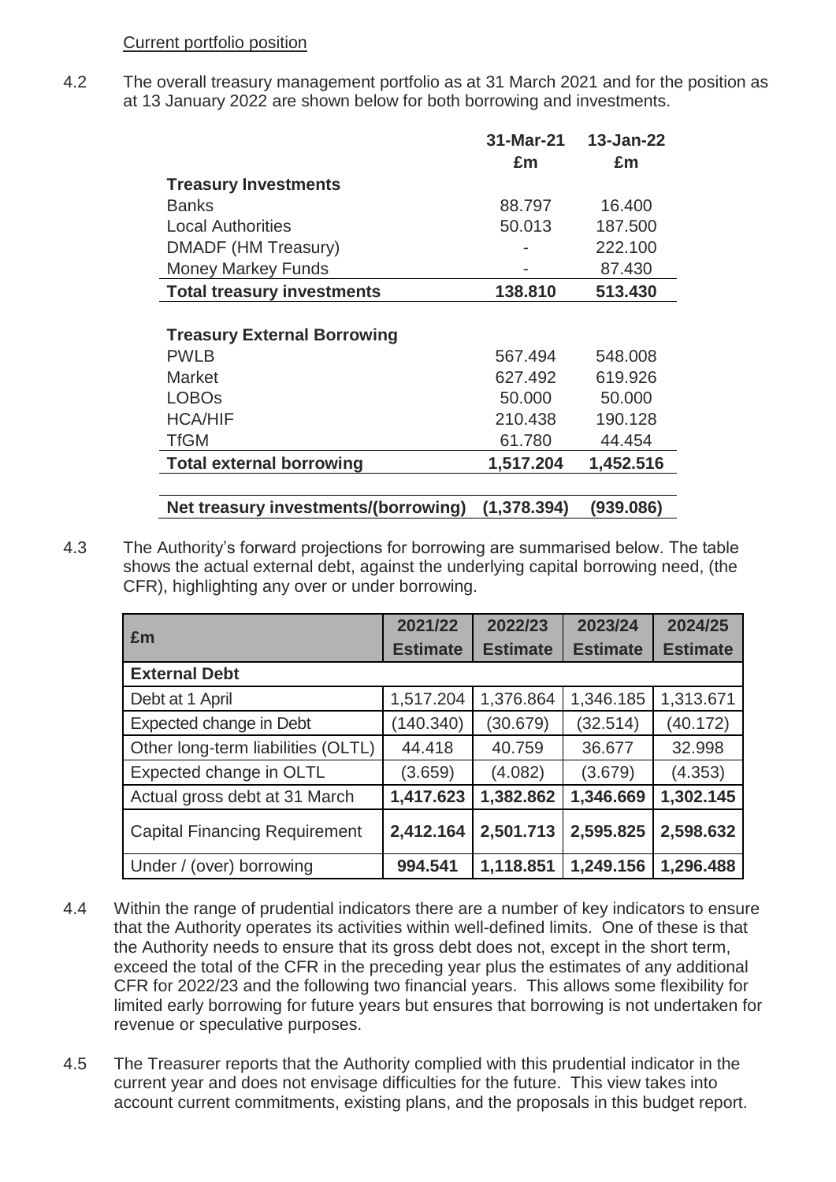Current portfolio position

4.2 The overall treasury management portfolio as at 31 March 2021 and for the position as at 13 January 2022 are shown below for both borrowing and investments.

| | 31-Mar-21 £m | 13-Jan-22 £m |
|---|---|---|
| **Treasury Investments** | | |
| Banks | 88.797 | 16.400 |
| Local Authorities | 50.013 | 187.500 |
| DMADF (HM Treasury) | - | 222.100 |
| Money Markey Funds | - | 87.430 |
| **Total treasury investments** | **138.810** | **513.430** |
| | | |
| **Treasury External Borrowing** | | |
| PWLB | 567.494 | 548.008 |
| Market | 627.492 | 619.926 |
| LOBOs | 50.000 | 50.000 |
| HCA/HIF | 210.438 | 190.128 |
| TfGM | 61.780 | 44.454 |
| **Total external borrowing** | **1,517.204** | **1,452.516** |
| | | |
| **Net treasury investments/(borrowing)** | **(1,378.394)** | **(939.086)** |

4.3 The Authority's forward projections for borrowing are summarised below. The table shows the actual external debt, against the underlying capital borrowing need, (the CFR), highlighting any over or under borrowing.

| £m | 2021/22 Estimate | 2022/23 Estimate | 2023/24 Estimate | 2024/25 Estimate |
|---|---|---|---|---|
| **External Debt** | | | | |
| Debt at 1 April | 1,517.204 | 1,376.864 | 1,346.185 | 1,313.671 |
| Expected change in Debt | (140.340) | (30.679) | (32.514) | (40.172) |
| Other long-term liabilities (OLTL) | 44.418 | 40.759 | 36.677 | 32.998 |
| Expected change in OLTL | (3.659) | (4.082) | (3.679) | (4.353) |
| Actual gross debt at 31 March | **1,417.623** | **1,382.862** | **1,346.669** | **1,302.145** |
| Capital Financing Requirement | **2,412.164** | **2,501.713** | **2,595.825** | **2,598.632** |
| Under / (over) borrowing | **994.541** | **1,118.851** | **1,249.156** | **1,296.488** |

4.4 Within the range of prudential indicators there are a number of key indicators to ensure that the Authority operates its activities within well-defined limits. One of these is that the Authority needs to ensure that its gross debt does not, except in the short term, exceed the total of the CFR in the preceding year plus the estimates of any additional CFR for 2022/23 and the following two financial years. This allows some flexibility for limited early borrowing for future years but ensures that borrowing is not undertaken for revenue or speculative purposes.

4.5 The Treasurer reports that the Authority complied with this prudential indicator in the current year and does not envisage difficulties for the future. This view takes into account current commitments, existing plans, and the proposals in this budget report.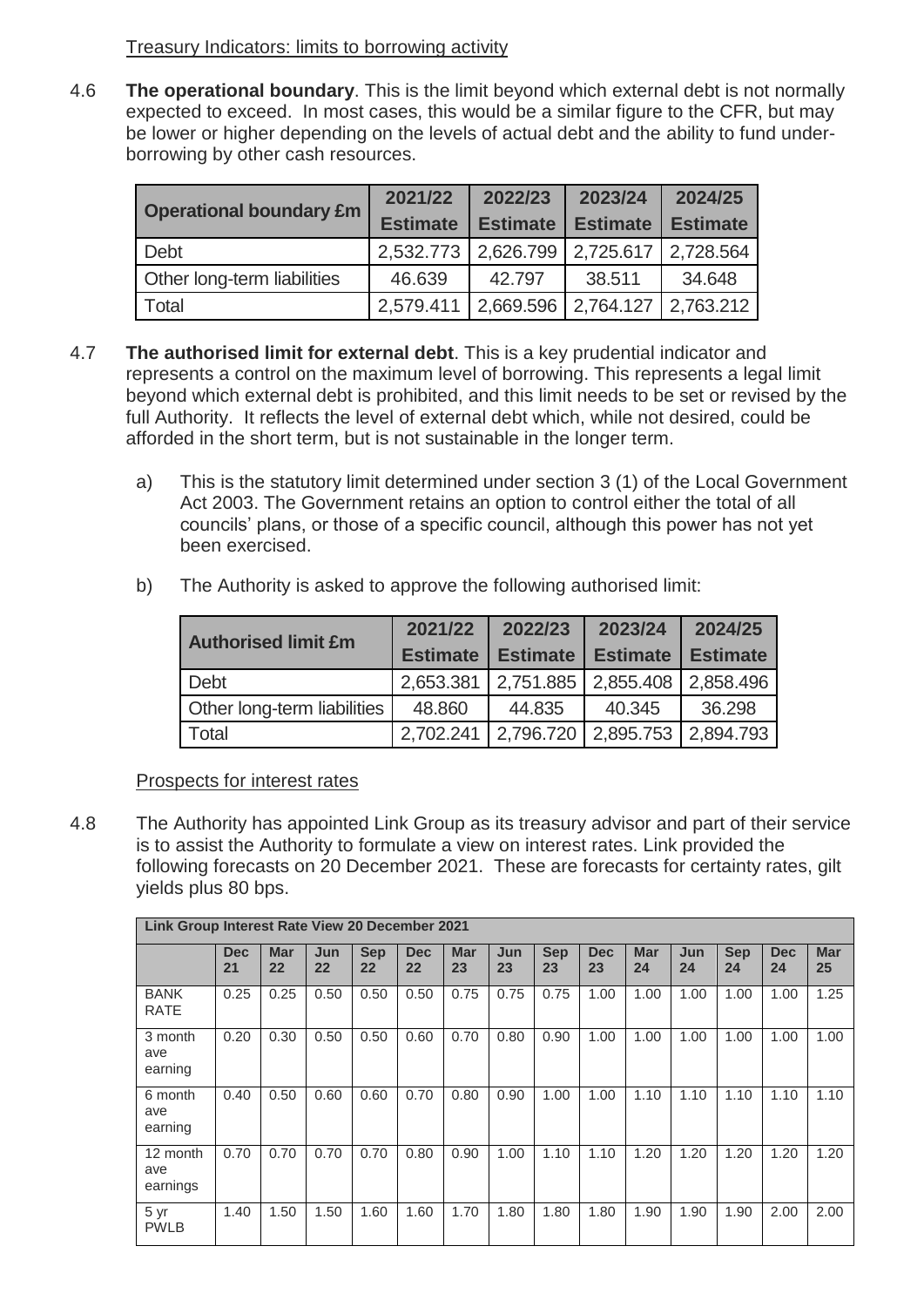Treasury Indicators: limits to borrowing activity

4.6 **The operational boundary**. This is the limit beyond which external debt is not normally expected to exceed. In most cases, this would be a similar figure to the CFR, but may be lower or higher depending on the levels of actual debt and the ability to fund under-borrowing by other cash resources.

| Operational boundary £m | 2021/22 Estimate | 2022/23 Estimate | 2023/24 Estimate | 2024/25 Estimate |
|---|---|---|---|---|
| Debt | 2,532.773 | 2,626.799 | 2,725.617 | 2,728.564 |
| Other long-term liabilities | 46.639 | 42.797 | 38.511 | 34.648 |
| Total | 2,579.411 | 2,669.596 | 2,764.127 | 2,763.212 |

4.7 **The authorised limit for external debt**. This is a key prudential indicator and represents a control on the maximum level of borrowing. This represents a legal limit beyond which external debt is prohibited, and this limit needs to be set or revised by the full Authority. It reflects the level of external debt which, while not desired, could be afforded in the short term, but is not sustainable in the longer term.

a) This is the statutory limit determined under section 3 (1) of the Local Government Act 2003. The Government retains an option to control either the total of all councils' plans, or those of a specific council, although this power has not yet been exercised.

b) The Authority is asked to approve the following authorised limit:

| Authorised limit £m | 2021/22 Estimate | 2022/23 Estimate | 2023/24 Estimate | 2024/25 Estimate |
|---|---|---|---|---|
| Debt | 2,653.381 | 2,751.885 | 2,855.408 | 2,858.496 |
| Other long-term liabilities | 48.860 | 44.835 | 40.345 | 36.298 |
| Total | 2,702.241 | 2,796.720 | 2,895.753 | 2,894.793 |

Prospects for interest rates

4.8 The Authority has appointed Link Group as its treasury advisor and part of their service is to assist the Authority to formulate a view on interest rates. Link provided the following forecasts on 20 December 2021. These are forecasts for certainty rates, gilt yields plus 80 bps.

| Link Group Interest Rate View 20 December 2021 | | | | | | | | | | | | | | |
|---|---|---|---|---|---|---|---|---|---|---|---|---|---|---|
| | Dec 21 | Mar 22 | Jun 22 | Sep 22 | Dec 22 | Mar 23 | Jun 23 | Sep 23 | Dec 23 | Mar 24 | Jun 24 | Sep 24 | Dec 24 | Mar 25 |
| BANK RATE | 0.25 | 0.25 | 0.50 | 0.50 | 0.50 | 0.75 | 0.75 | 0.75 | 1.00 | 1.00 | 1.00 | 1.00 | 1.00 | 1.25 |
| 3 month ave earning | 0.20 | 0.30 | 0.50 | 0.50 | 0.60 | 0.70 | 0.80 | 0.90 | 1.00 | 1.00 | 1.00 | 1.00 | 1.00 | 1.00 |
| 6 month ave earning | 0.40 | 0.50 | 0.60 | 0.60 | 0.70 | 0.80 | 0.90 | 1.00 | 1.00 | 1.10 | 1.10 | 1.10 | 1.10 | 1.10 |
| 12 month ave earnings | 0.70 | 0.70 | 0.70 | 0.70 | 0.80 | 0.90 | 1.00 | 1.10 | 1.10 | 1.20 | 1.20 | 1.20 | 1.20 | 1.20 |
| 5 yr PWLB | 1.40 | 1.50 | 1.50 | 1.60 | 1.60 | 1.70 | 1.80 | 1.80 | 1.80 | 1.90 | 1.90 | 1.90 | 2.00 | 2.00 |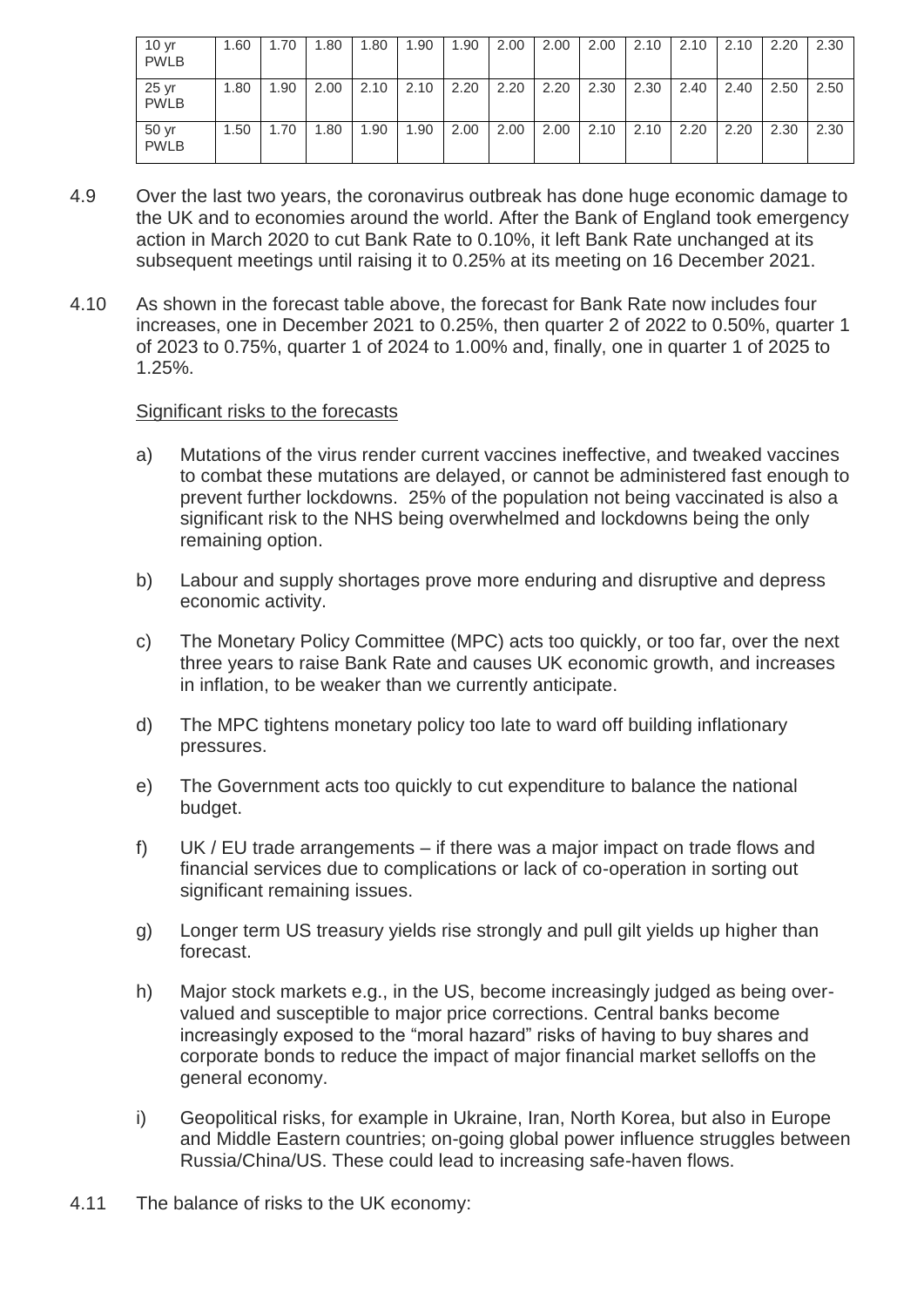| 10 yr PWLB | 1.60 | 1.70 | 1.80 | 1.80 | 1.90 | 1.90 | 2.00 | 2.00 | 2.00 | 2.10 | 2.10 | 2.10 | 2.20 | 2.30 |
|---|---|---|---|---|---|---|---|---|---|---|---|---|---|---|
| 25 yr PWLB | 1.80 | 1.90 | 2.00 | 2.10 | 2.10 | 2.20 | 2.20 | 2.20 | 2.30 | 2.30 | 2.40 | 2.40 | 2.50 | 2.50 |
| 50 yr PWLB | 1.50 | 1.70 | 1.80 | 1.90 | 1.90 | 2.00 | 2.00 | 2.00 | 2.10 | 2.10 | 2.20 | 2.20 | 2.30 | 2.30 |

4.9 Over the last two years, the coronavirus outbreak has done huge economic damage to the UK and to economies around the world. After the Bank of England took emergency action in March 2020 to cut Bank Rate to 0.10%, it left Bank Rate unchanged at its subsequent meetings until raising it to 0.25% at its meeting on 16 December 2021.

4.10 As shown in the forecast table above, the forecast for Bank Rate now includes four increases, one in December 2021 to 0.25%, then quarter 2 of 2022 to 0.50%, quarter 1 of 2023 to 0.75%, quarter 1 of 2024 to 1.00% and, finally, one in quarter 1 of 2025 to 1.25%.

Significant risks to the forecasts

a) Mutations of the virus render current vaccines ineffective, and tweaked vaccines to combat these mutations are delayed, or cannot be administered fast enough to prevent further lockdowns. 25% of the population not being vaccinated is also a significant risk to the NHS being overwhelmed and lockdowns being the only remaining option.

b) Labour and supply shortages prove more enduring and disruptive and depress economic activity.

c) The Monetary Policy Committee (MPC) acts too quickly, or too far, over the next three years to raise Bank Rate and causes UK economic growth, and increases in inflation, to be weaker than we currently anticipate.

d) The MPC tightens monetary policy too late to ward off building inflationary pressures.

e) The Government acts too quickly to cut expenditure to balance the national budget.

f) UK / EU trade arrangements – if there was a major impact on trade flows and financial services due to complications or lack of co-operation in sorting out significant remaining issues.

g) Longer term US treasury yields rise strongly and pull gilt yields up higher than forecast.

h) Major stock markets e.g., in the US, become increasingly judged as being over-valued and susceptible to major price corrections. Central banks become increasingly exposed to the "moral hazard" risks of having to buy shares and corporate bonds to reduce the impact of major financial market selloffs on the general economy.

i) Geopolitical risks, for example in Ukraine, Iran, North Korea, but also in Europe and Middle Eastern countries; on-going global power influence struggles between Russia/China/US. These could lead to increasing safe-haven flows.

4.11 The balance of risks to the UK economy: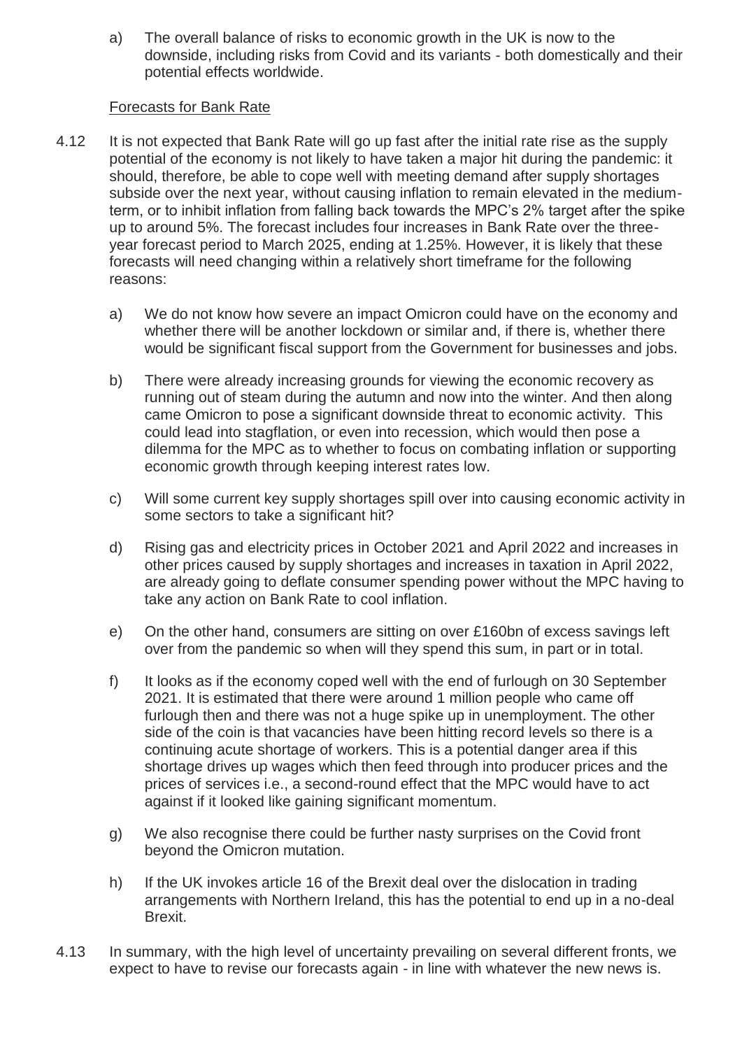a) The overall balance of risks to economic growth in the UK is now to the downside, including risks from Covid and its variants - both domestically and their potential effects worldwide.

<u>Forecasts for Bank Rate</u>

4.12 It is not expected that Bank Rate will go up fast after the initial rate rise as the supply potential of the economy is not likely to have taken a major hit during the pandemic: it should, therefore, be able to cope well with meeting demand after supply shortages subside over the next year, without causing inflation to remain elevated in the medium-term, or to inhibit inflation from falling back towards the MPC's 2% target after the spike up to around 5%. The forecast includes four increases in Bank Rate over the three-year forecast period to March 2025, ending at 1.25%. However, it is likely that these forecasts will need changing within a relatively short timeframe for the following reasons:

a) We do not know how severe an impact Omicron could have on the economy and whether there will be another lockdown or similar and, if there is, whether there would be significant fiscal support from the Government for businesses and jobs.

b) There were already increasing grounds for viewing the economic recovery as running out of steam during the autumn and now into the winter. And then along came Omicron to pose a significant downside threat to economic activity. This could lead into stagflation, or even into recession, which would then pose a dilemma for the MPC as to whether to focus on combating inflation or supporting economic growth through keeping interest rates low.

c) Will some current key supply shortages spill over into causing economic activity in some sectors to take a significant hit?

d) Rising gas and electricity prices in October 2021 and April 2022 and increases in other prices caused by supply shortages and increases in taxation in April 2022, are already going to deflate consumer spending power without the MPC having to take any action on Bank Rate to cool inflation.

e) On the other hand, consumers are sitting on over £160bn of excess savings left over from the pandemic so when will they spend this sum, in part or in total.

f) It looks as if the economy coped well with the end of furlough on 30 September 2021. It is estimated that there were around 1 million people who came off furlough then and there was not a huge spike up in unemployment. The other side of the coin is that vacancies have been hitting record levels so there is a continuing acute shortage of workers. This is a potential danger area if this shortage drives up wages which then feed through into producer prices and the prices of services i.e., a second-round effect that the MPC would have to act against if it looked like gaining significant momentum.

g) We also recognise there could be further nasty surprises on the Covid front beyond the Omicron mutation.

h) If the UK invokes article 16 of the Brexit deal over the dislocation in trading arrangements with Northern Ireland, this has the potential to end up in a no-deal Brexit.

4.13 In summary, with the high level of uncertainty prevailing on several different fronts, we expect to have to revise our forecasts again - in line with whatever the new news is.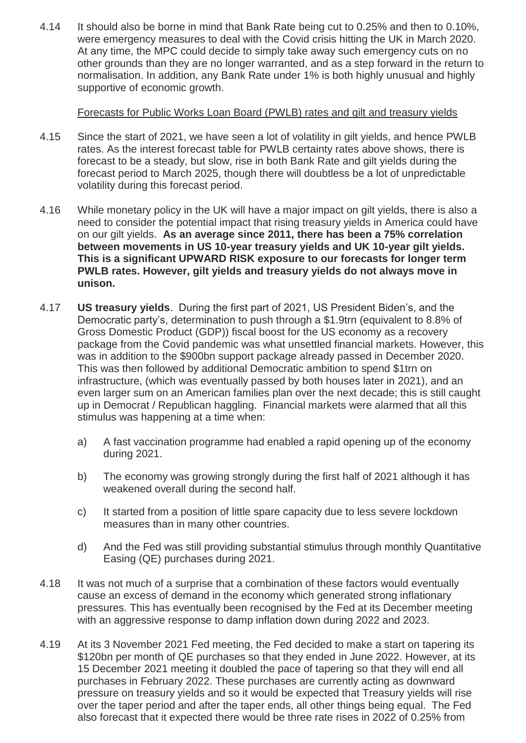4.14 It should also be borne in mind that Bank Rate being cut to 0.25% and then to 0.10%, were emergency measures to deal with the Covid crisis hitting the UK in March 2020. At any time, the MPC could decide to simply take away such emergency cuts on no other grounds than they are no longer warranted, and as a step forward in the return to normalisation. In addition, any Bank Rate under 1% is both highly unusual and highly supportive of economic growth.

<u>Forecasts for Public Works Loan Board (PWLB) rates and gilt and treasury yields</u>

4.15 Since the start of 2021, we have seen a lot of volatility in gilt yields, and hence PWLB rates. As the interest forecast table for PWLB certainty rates above shows, there is forecast to be a steady, but slow, rise in both Bank Rate and gilt yields during the forecast period to March 2025, though there will doubtless be a lot of unpredictable volatility during this forecast period.

4.16 While monetary policy in the UK will have a major impact on gilt yields, there is also a need to consider the potential impact that rising treasury yields in America could have on our gilt yields. **As an average since 2011, there has been a 75% correlation between movements in US 10-year treasury yields and UK 10-year gilt yields. This is a significant UPWARD RISK exposure to our forecasts for longer term PWLB rates. However, gilt yields and treasury yields do not always move in unison.**

4.17 **US treasury yields**. During the first part of 2021, US President Biden's, and the Democratic party's, determination to push through a $1.9trn (equivalent to 8.8% of Gross Domestic Product (GDP)) fiscal boost for the US economy as a recovery package from the Covid pandemic was what unsettled financial markets. However, this was in addition to the $900bn support package already passed in December 2020. This was then followed by additional Democratic ambition to spend $1trn on infrastructure, (which was eventually passed by both houses later in 2021), and an even larger sum on an American families plan over the next decade; this is still caught up in Democrat / Republican haggling. Financial markets were alarmed that all this stimulus was happening at a time when:

a) A fast vaccination programme had enabled a rapid opening up of the economy during 2021.

b) The economy was growing strongly during the first half of 2021 although it has weakened overall during the second half.

c) It started from a position of little spare capacity due to less severe lockdown measures than in many other countries.

d) And the Fed was still providing substantial stimulus through monthly Quantitative Easing (QE) purchases during 2021.

4.18 It was not much of a surprise that a combination of these factors would eventually cause an excess of demand in the economy which generated strong inflationary pressures. This has eventually been recognised by the Fed at its December meeting with an aggressive response to damp inflation down during 2022 and 2023.

4.19 At its 3 November 2021 Fed meeting, the Fed decided to make a start on tapering its $120bn per month of QE purchases so that they ended in June 2022. However, at its 15 December 2021 meeting it doubled the pace of tapering so that they will end all purchases in February 2022. These purchases are currently acting as downward pressure on treasury yields and so it would be expected that Treasury yields will rise over the taper period and after the taper ends, all other things being equal. The Fed also forecast that it expected there would be three rate rises in 2022 of 0.25% from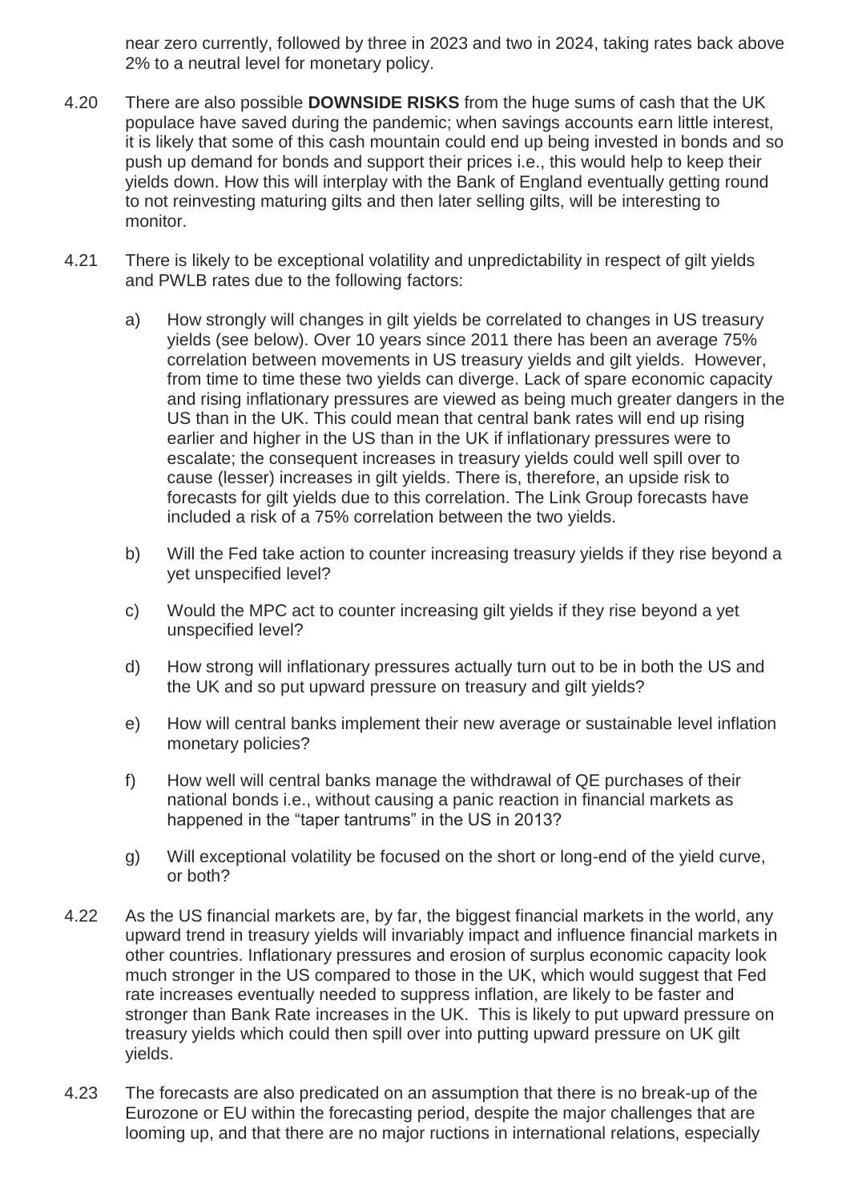near zero currently, followed by three in 2023 and two in 2024, taking rates back above 2% to a neutral level for monetary policy.

4.20 There are also possible **DOWNSIDE RISKS** from the huge sums of cash that the UK populace have saved during the pandemic; when savings accounts earn little interest, it is likely that some of this cash mountain could end up being invested in bonds and so push up demand for bonds and support their prices i.e., this would help to keep their yields down. How this will interplay with the Bank of England eventually getting round to not reinvesting maturing gilts and then later selling gilts, will be interesting to monitor.

4.21 There is likely to be exceptional volatility and unpredictability in respect of gilt yields and PWLB rates due to the following factors:

a) How strongly will changes in gilt yields be correlated to changes in US treasury yields (see below). Over 10 years since 2011 there has been an average 75% correlation between movements in US treasury yields and gilt yields. However, from time to time these two yields can diverge. Lack of spare economic capacity and rising inflationary pressures are viewed as being much greater dangers in the US than in the UK. This could mean that central bank rates will end up rising earlier and higher in the US than in the UK if inflationary pressures were to escalate; the consequent increases in treasury yields could well spill over to cause (lesser) increases in gilt yields. There is, therefore, an upside risk to forecasts for gilt yields due to this correlation. The Link Group forecasts have included a risk of a 75% correlation between the two yields.

b) Will the Fed take action to counter increasing treasury yields if they rise beyond a yet unspecified level?

c) Would the MPC act to counter increasing gilt yields if they rise beyond a yet unspecified level?

d) How strong will inflationary pressures actually turn out to be in both the US and the UK and so put upward pressure on treasury and gilt yields?

e) How will central banks implement their new average or sustainable level inflation monetary policies?

f) How well will central banks manage the withdrawal of QE purchases of their national bonds i.e., without causing a panic reaction in financial markets as happened in the "taper tantrums" in the US in 2013?

g) Will exceptional volatility be focused on the short or long-end of the yield curve, or both?

4.22 As the US financial markets are, by far, the biggest financial markets in the world, any upward trend in treasury yields will invariably impact and influence financial markets in other countries. Inflationary pressures and erosion of surplus economic capacity look much stronger in the US compared to those in the UK, which would suggest that Fed rate increases eventually needed to suppress inflation, are likely to be faster and stronger than Bank Rate increases in the UK. This is likely to put upward pressure on treasury yields which could then spill over into putting upward pressure on UK gilt yields.

4.23 The forecasts are also predicated on an assumption that there is no break-up of the Eurozone or EU within the forecasting period, despite the major challenges that are looming up, and that there are no major ructions in international relations, especially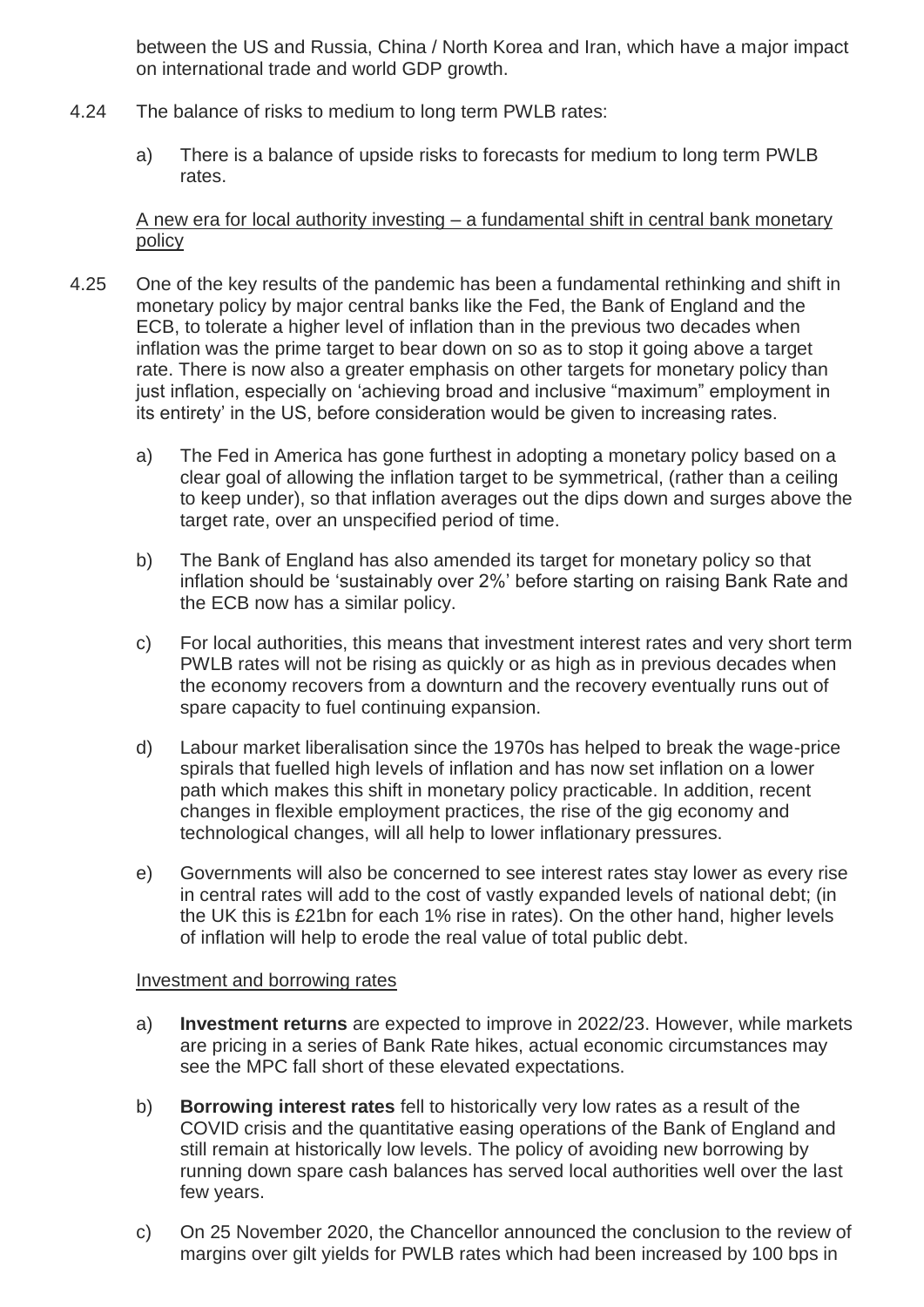between the US and Russia, China / North Korea and Iran, which have a major impact on international trade and world GDP growth.

4.24 The balance of risks to medium to long term PWLB rates:

a) There is a balance of upside risks to forecasts for medium to long term PWLB rates.

<u>A new era for local authority investing – a fundamental shift in central bank monetary policy</u>

4.25 One of the key results of the pandemic has been a fundamental rethinking and shift in monetary policy by major central banks like the Fed, the Bank of England and the ECB, to tolerate a higher level of inflation than in the previous two decades when inflation was the prime target to bear down on so as to stop it going above a target rate. There is now also a greater emphasis on other targets for monetary policy than just inflation, especially on 'achieving broad and inclusive "maximum" employment in its entirety' in the US, before consideration would be given to increasing rates.

a) The Fed in America has gone furthest in adopting a monetary policy based on a clear goal of allowing the inflation target to be symmetrical, (rather than a ceiling to keep under), so that inflation averages out the dips down and surges above the target rate, over an unspecified period of time.

b) The Bank of England has also amended its target for monetary policy so that inflation should be 'sustainably over 2%' before starting on raising Bank Rate and the ECB now has a similar policy.

c) For local authorities, this means that investment interest rates and very short term PWLB rates will not be rising as quickly or as high as in previous decades when the economy recovers from a downturn and the recovery eventually runs out of spare capacity to fuel continuing expansion.

d) Labour market liberalisation since the 1970s has helped to break the wage-price spirals that fuelled high levels of inflation and has now set inflation on a lower path which makes this shift in monetary policy practicable. In addition, recent changes in flexible employment practices, the rise of the gig economy and technological changes, will all help to lower inflationary pressures.

e) Governments will also be concerned to see interest rates stay lower as every rise in central rates will add to the cost of vastly expanded levels of national debt; (in the UK this is £21bn for each 1% rise in rates). On the other hand, higher levels of inflation will help to erode the real value of total public debt.

<u>Investment and borrowing rates</u>

a) **Investment returns** are expected to improve in 2022/23. However, while markets are pricing in a series of Bank Rate hikes, actual economic circumstances may see the MPC fall short of these elevated expectations.

b) **Borrowing interest rates** fell to historically very low rates as a result of the COVID crisis and the quantitative easing operations of the Bank of England and still remain at historically low levels. The policy of avoiding new borrowing by running down spare cash balances has served local authorities well over the last few years.

c) On 25 November 2020, the Chancellor announced the conclusion to the review of margins over gilt yields for PWLB rates which had been increased by 100 bps in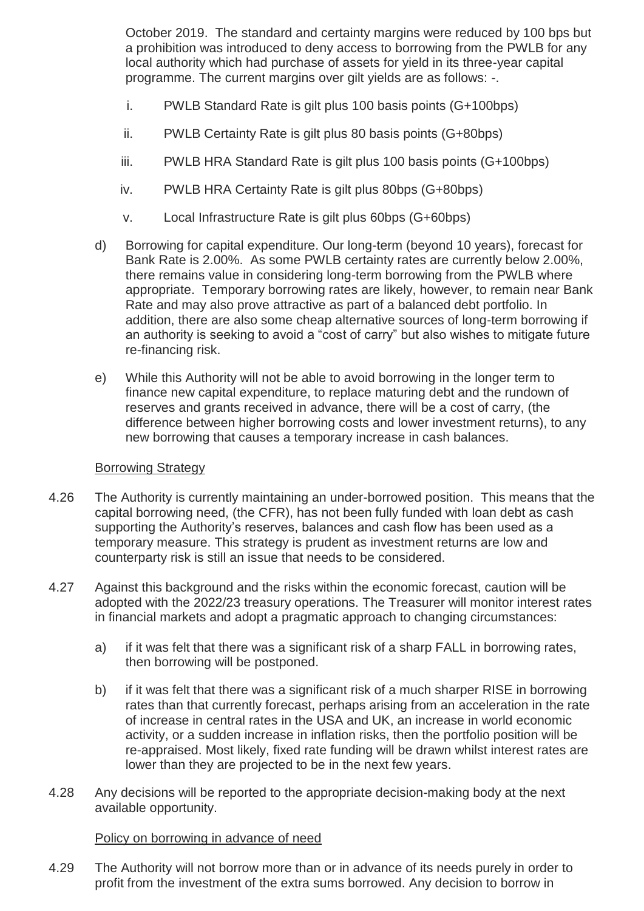October 2019. The standard and certainty margins were reduced by 100 bps but a prohibition was introduced to deny access to borrowing from the PWLB for any local authority which had purchase of assets for yield in its three-year capital programme. The current margins over gilt yields are as follows: -.

i. PWLB Standard Rate is gilt plus 100 basis points (G+100bps)

ii. PWLB Certainty Rate is gilt plus 80 basis points (G+80bps)

iii. PWLB HRA Standard Rate is gilt plus 100 basis points (G+100bps)

iv. PWLB HRA Certainty Rate is gilt plus 80bps (G+80bps)

v. Local Infrastructure Rate is gilt plus 60bps (G+60bps)

d) Borrowing for capital expenditure. Our long-term (beyond 10 years), forecast for Bank Rate is 2.00%. As some PWLB certainty rates are currently below 2.00%, there remains value in considering long-term borrowing from the PWLB where appropriate. Temporary borrowing rates are likely, however, to remain near Bank Rate and may also prove attractive as part of a balanced debt portfolio. In addition, there are also some cheap alternative sources of long-term borrowing if an authority is seeking to avoid a "cost of carry" but also wishes to mitigate future re-financing risk.

e) While this Authority will not be able to avoid borrowing in the longer term to finance new capital expenditure, to replace maturing debt and the rundown of reserves and grants received in advance, there will be a cost of carry, (the difference between higher borrowing costs and lower investment returns), to any new borrowing that causes a temporary increase in cash balances.

Borrowing Strategy

4.26 The Authority is currently maintaining an under-borrowed position. This means that the capital borrowing need, (the CFR), has not been fully funded with loan debt as cash supporting the Authority's reserves, balances and cash flow has been used as a temporary measure. This strategy is prudent as investment returns are low and counterparty risk is still an issue that needs to be considered.

4.27 Against this background and the risks within the economic forecast, caution will be adopted with the 2022/23 treasury operations. The Treasurer will monitor interest rates in financial markets and adopt a pragmatic approach to changing circumstances:

a) if it was felt that there was a significant risk of a sharp FALL in borrowing rates, then borrowing will be postponed.

b) if it was felt that there was a significant risk of a much sharper RISE in borrowing rates than that currently forecast, perhaps arising from an acceleration in the rate of increase in central rates in the USA and UK, an increase in world economic activity, or a sudden increase in inflation risks, then the portfolio position will be re-appraised. Most likely, fixed rate funding will be drawn whilst interest rates are lower than they are projected to be in the next few years.

4.28 Any decisions will be reported to the appropriate decision-making body at the next available opportunity.

Policy on borrowing in advance of need

4.29 The Authority will not borrow more than or in advance of its needs purely in order to profit from the investment of the extra sums borrowed. Any decision to borrow in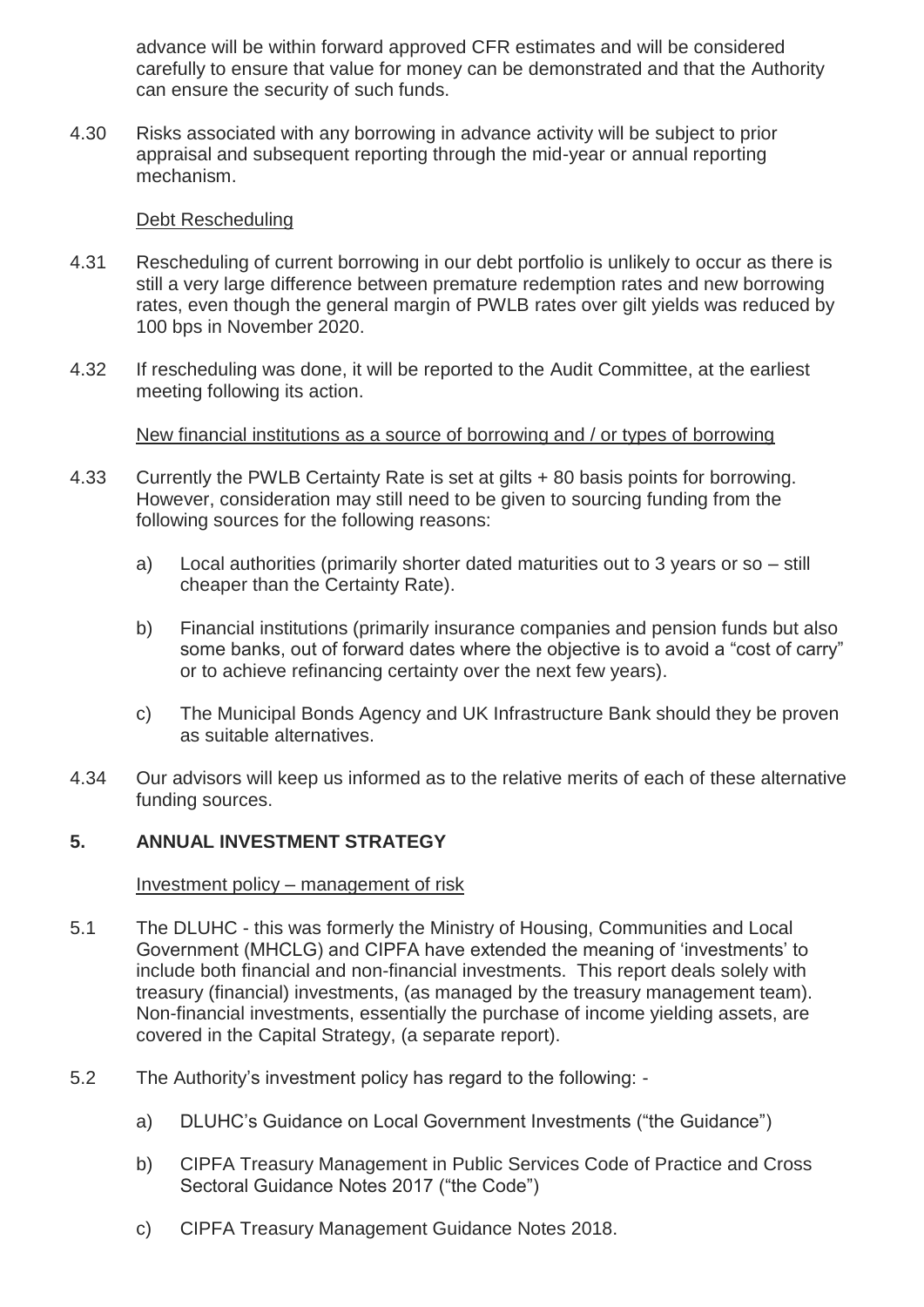advance will be within forward approved CFR estimates and will be considered carefully to ensure that value for money can be demonstrated and that the Authority can ensure the security of such funds.

4.30 Risks associated with any borrowing in advance activity will be subject to prior appraisal and subsequent reporting through the mid-year or annual reporting mechanism.

Debt Rescheduling

4.31 Rescheduling of current borrowing in our debt portfolio is unlikely to occur as there is still a very large difference between premature redemption rates and new borrowing rates, even though the general margin of PWLB rates over gilt yields was reduced by 100 bps in November 2020.

4.32 If rescheduling was done, it will be reported to the Audit Committee, at the earliest meeting following its action.

New financial institutions as a source of borrowing and / or types of borrowing

4.33 Currently the PWLB Certainty Rate is set at gilts + 80 basis points for borrowing. However, consideration may still need to be given to sourcing funding from the following sources for the following reasons:

a) Local authorities (primarily shorter dated maturities out to 3 years or so – still cheaper than the Certainty Rate).

b) Financial institutions (primarily insurance companies and pension funds but also some banks, out of forward dates where the objective is to avoid a "cost of carry" or to achieve refinancing certainty over the next few years).

c) The Municipal Bonds Agency and UK Infrastructure Bank should they be proven as suitable alternatives.

4.34 Our advisors will keep us informed as to the relative merits of each of these alternative funding sources.

## 5. ANNUAL INVESTMENT STRATEGY

Investment policy – management of risk

5.1 The DLUHC - this was formerly the Ministry of Housing, Communities and Local Government (MHCLG) and CIPFA have extended the meaning of 'investments' to include both financial and non-financial investments. This report deals solely with treasury (financial) investments, (as managed by the treasury management team). Non-financial investments, essentially the purchase of income yielding assets, are covered in the Capital Strategy, (a separate report).

5.2 The Authority's investment policy has regard to the following: -

a) DLUHC's Guidance on Local Government Investments ("the Guidance")

b) CIPFA Treasury Management in Public Services Code of Practice and Cross Sectoral Guidance Notes 2017 ("the Code")

c) CIPFA Treasury Management Guidance Notes 2018.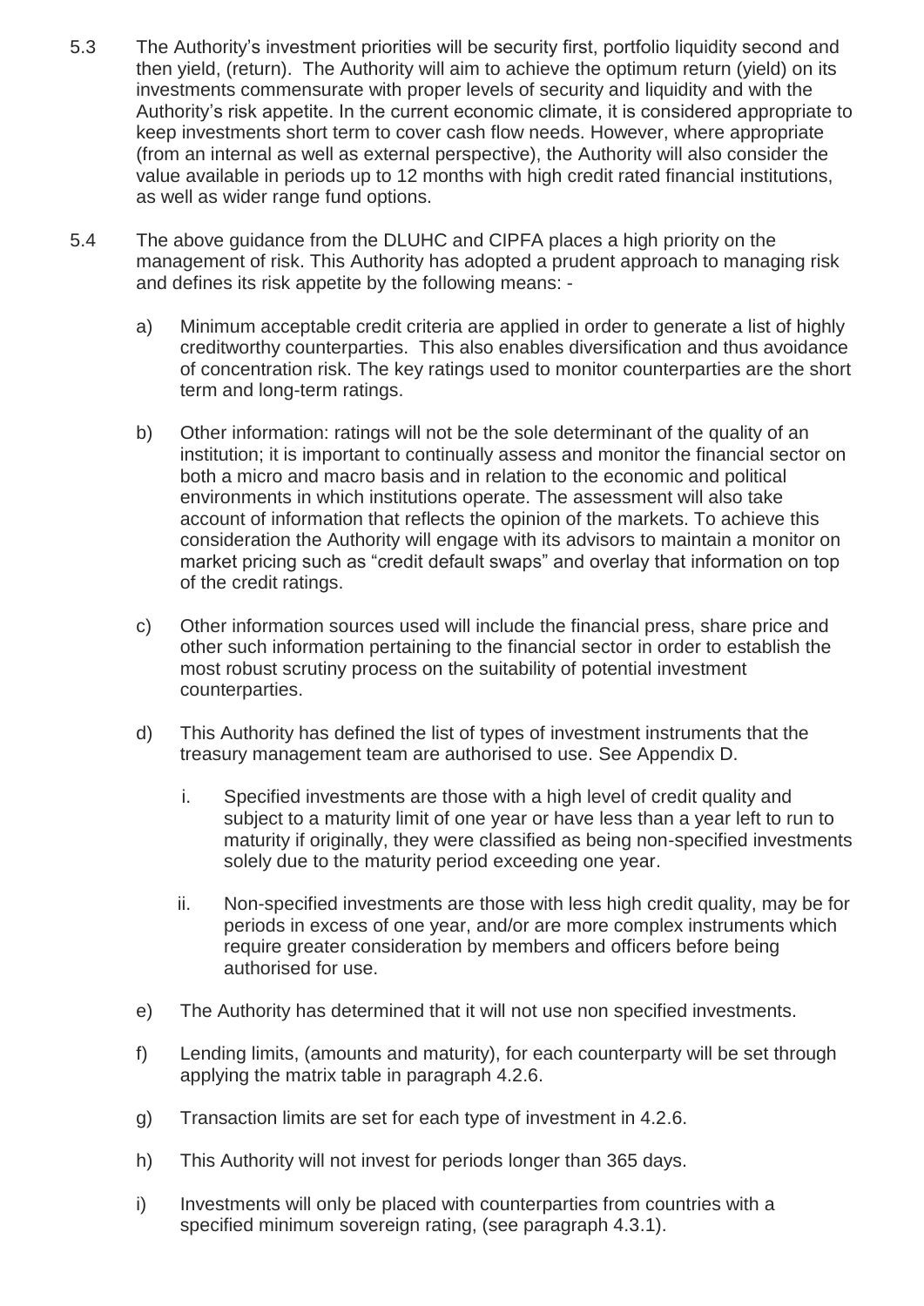5.3 The Authority's investment priorities will be security first, portfolio liquidity second and then yield, (return). The Authority will aim to achieve the optimum return (yield) on its investments commensurate with proper levels of security and liquidity and with the Authority's risk appetite. In the current economic climate, it is considered appropriate to keep investments short term to cover cash flow needs. However, where appropriate (from an internal as well as external perspective), the Authority will also consider the value available in periods up to 12 months with high credit rated financial institutions, as well as wider range fund options.

5.4 The above guidance from the DLUHC and CIPFA places a high priority on the management of risk. This Authority has adopted a prudent approach to managing risk and defines its risk appetite by the following means: -

a) Minimum acceptable credit criteria are applied in order to generate a list of highly creditworthy counterparties. This also enables diversification and thus avoidance of concentration risk. The key ratings used to monitor counterparties are the short term and long-term ratings.

b) Other information: ratings will not be the sole determinant of the quality of an institution; it is important to continually assess and monitor the financial sector on both a micro and macro basis and in relation to the economic and political environments in which institutions operate. The assessment will also take account of information that reflects the opinion of the markets. To achieve this consideration the Authority will engage with its advisors to maintain a monitor on market pricing such as "credit default swaps" and overlay that information on top of the credit ratings.

c) Other information sources used will include the financial press, share price and other such information pertaining to the financial sector in order to establish the most robust scrutiny process on the suitability of potential investment counterparties.

d) This Authority has defined the list of types of investment instruments that the treasury management team are authorised to use. See Appendix D.

   i. Specified investments are those with a high level of credit quality and subject to a maturity limit of one year or have less than a year left to run to maturity if originally, they were classified as being non-specified investments solely due to the maturity period exceeding one year.

   ii. Non-specified investments are those with less high credit quality, may be for periods in excess of one year, and/or are more complex instruments which require greater consideration by members and officers before being authorised for use.

e) The Authority has determined that it will not use non specified investments.

f) Lending limits, (amounts and maturity), for each counterparty will be set through applying the matrix table in paragraph 4.2.6.

g) Transaction limits are set for each type of investment in 4.2.6.

h) This Authority will not invest for periods longer than 365 days.

i) Investments will only be placed with counterparties from countries with a specified minimum sovereign rating, (see paragraph 4.3.1).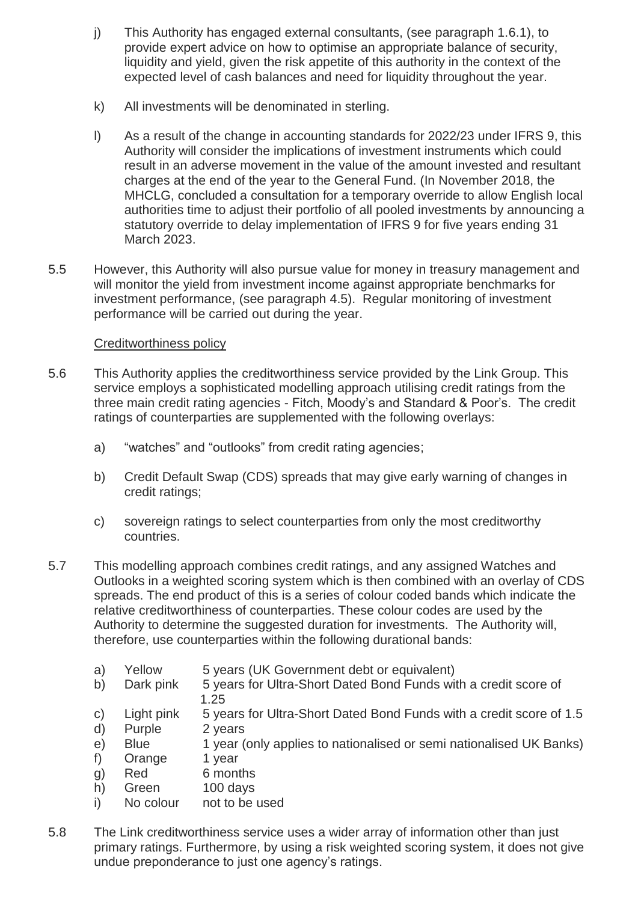j) This Authority has engaged external consultants, (see paragraph 1.6.1), to provide expert advice on how to optimise an appropriate balance of security, liquidity and yield, given the risk appetite of this authority in the context of the expected level of cash balances and need for liquidity throughout the year.

k) All investments will be denominated in sterling.

l) As a result of the change in accounting standards for 2022/23 under IFRS 9, this Authority will consider the implications of investment instruments which could result in an adverse movement in the value of the amount invested and resultant charges at the end of the year to the General Fund. (In November 2018, the MHCLG, concluded a consultation for a temporary override to allow English local authorities time to adjust their portfolio of all pooled investments by announcing a statutory override to delay implementation of IFRS 9 for five years ending 31 March 2023.

5.5 However, this Authority will also pursue value for money in treasury management and will monitor the yield from investment income against appropriate benchmarks for investment performance, (see paragraph 4.5). Regular monitoring of investment performance will be carried out during the year.

<u>Creditworthiness policy</u>

5.6 This Authority applies the creditworthiness service provided by the Link Group. This service employs a sophisticated modelling approach utilising credit ratings from the three main credit rating agencies - Fitch, Moody's and Standard & Poor's. The credit ratings of counterparties are supplemented with the following overlays:

a) "watches" and "outlooks" from credit rating agencies;

b) Credit Default Swap (CDS) spreads that may give early warning of changes in credit ratings;

c) sovereign ratings to select counterparties from only the most creditworthy countries.

5.7 This modelling approach combines credit ratings, and any assigned Watches and Outlooks in a weighted scoring system which is then combined with an overlay of CDS spreads. The end product of this is a series of colour coded bands which indicate the relative creditworthiness of counterparties. These colour codes are used by the Authority to determine the suggested duration for investments. The Authority will, therefore, use counterparties within the following durational bands:

a) Yellow 5 years (UK Government debt or equivalent)
b) Dark pink 5 years for Ultra-Short Dated Bond Funds with a credit score of 1.25
c) Light pink 5 years for Ultra-Short Dated Bond Funds with a credit score of 1.5
d) Purple 2 years
e) Blue 1 year (only applies to nationalised or semi nationalised UK Banks)
f) Orange 1 year
g) Red 6 months
h) Green 100 days
i) No colour not to be used

5.8 The Link creditworthiness service uses a wider array of information other than just primary ratings. Furthermore, by using a risk weighted scoring system, it does not give undue preponderance to just one agency's ratings.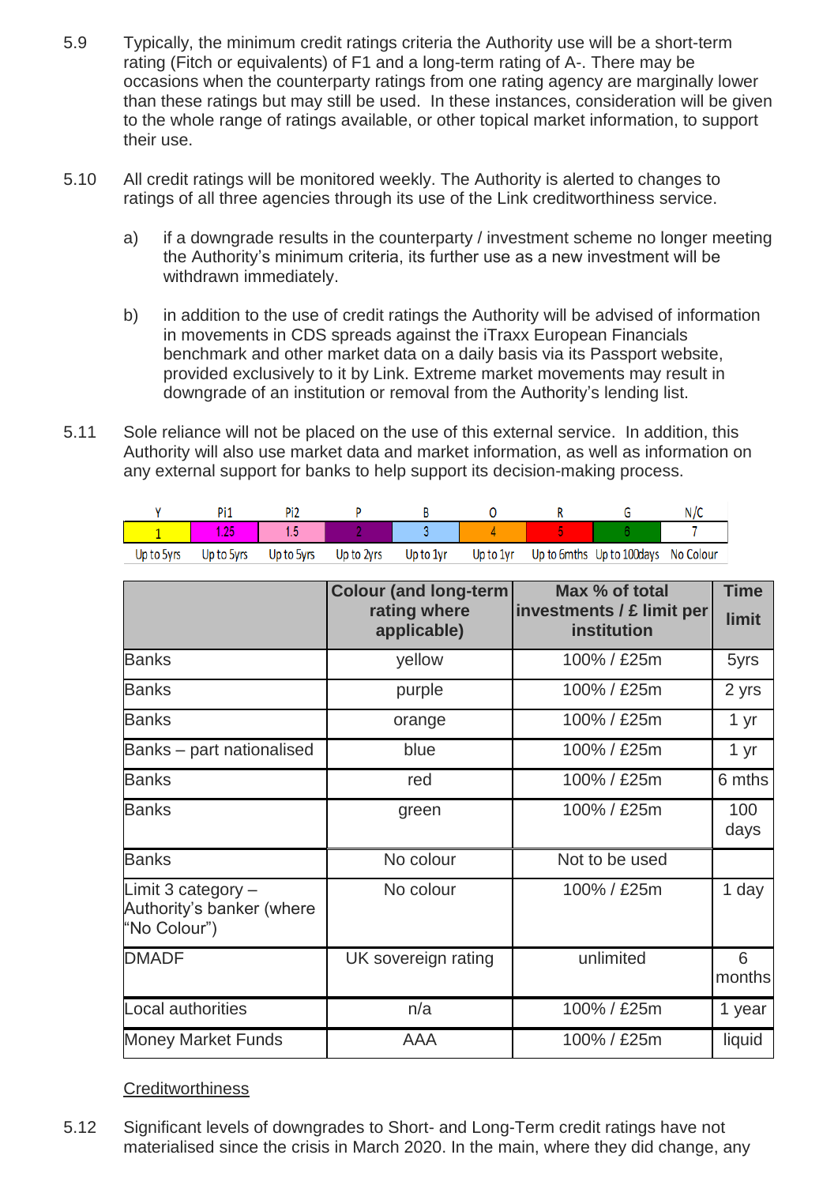5.9 Typically, the minimum credit ratings criteria the Authority use will be a short-term rating (Fitch or equivalents) of F1 and a long-term rating of A-. There may be occasions when the counterparty ratings from one rating agency are marginally lower than these ratings but may still be used. In these instances, consideration will be given to the whole range of ratings available, or other topical market information, to support their use.

5.10 All credit ratings will be monitored weekly. The Authority is alerted to changes to ratings of all three agencies through its use of the Link creditworthiness service.

a) if a downgrade results in the counterparty / investment scheme no longer meeting the Authority's minimum criteria, its further use as a new investment will be withdrawn immediately.

b) in addition to the use of credit ratings the Authority will be advised of information in movements in CDS spreads against the iTraxx European Financials benchmark and other market data on a daily basis via its Passport website, provided exclusively to it by Link. Extreme market movements may result in downgrade of an institution or removal from the Authority's lending list.

5.11 Sole reliance will not be placed on the use of this external service. In addition, this Authority will also use market data and market information, as well as information on any external support for banks to help support its decision-making process.

| Y | Pi1 | Pi2 | P | B | O | R | G | N/C |
|---|---|---|---|---|---|---|---|---|
| 1 | 1.25 | 1.5 | 2 | 3 | 4 | 5 | 6 | 7 |
| Up to 5yrs | Up to 5yrs | Up to 5yrs | Up to 2yrs | Up to 1yr | Up to 1yr | Up to 6mths | Up to 100days | No Colour |

| | Colour (and long-term rating where applicable) | Max % of total investments / £ limit per institution | Time limit |
|---|---|---|---|
| Banks | yellow | 100% / £25m | 5yrs |
| Banks | purple | 100% / £25m | 2 yrs |
| Banks | orange | 100% / £25m | 1 yr |
| Banks – part nationalised | blue | 100% / £25m | 1 yr |
| Banks | red | 100% / £25m | 6 mths |
| Banks | green | 100% / £25m | 100 days |
| Banks | No colour | Not to be used | |
| Limit 3 category – Authority's banker (where "No Colour") | No colour | 100% / £25m | 1 day |
| DMADF | UK sovereign rating | unlimited | 6 months |
| Local authorities | n/a | 100% / £25m | 1 year |
| Money Market Funds | AAA | 100% / £25m | liquid |

Creditworthiness

5.12 Significant levels of downgrades to Short- and Long-Term credit ratings have not materialised since the crisis in March 2020. In the main, where they did change, any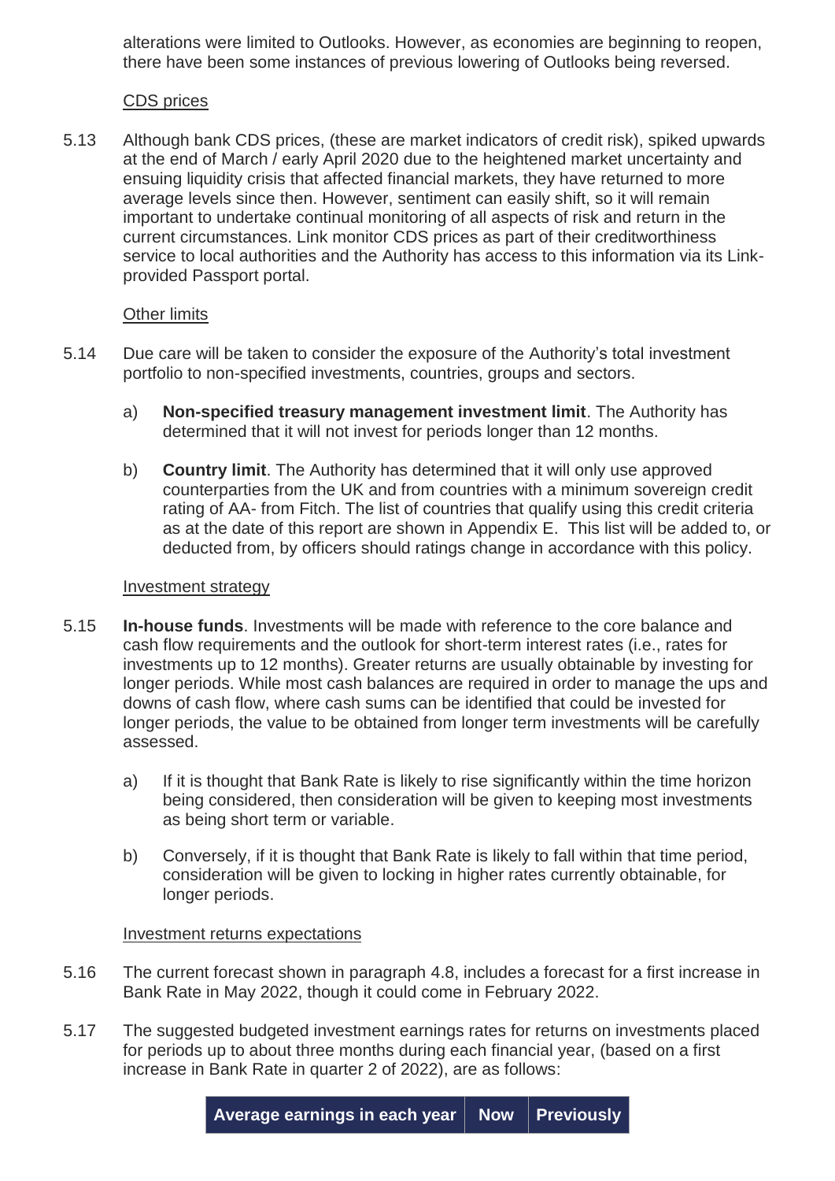alterations were limited to Outlooks. However, as economies are beginning to reopen, there have been some instances of previous lowering of Outlooks being reversed.

CDS prices

5.13 Although bank CDS prices, (these are market indicators of credit risk), spiked upwards at the end of March / early April 2020 due to the heightened market uncertainty and ensuing liquidity crisis that affected financial markets, they have returned to more average levels since then. However, sentiment can easily shift, so it will remain important to undertake continual monitoring of all aspects of risk and return in the current circumstances. Link monitor CDS prices as part of their creditworthiness service to local authorities and the Authority has access to this information via its Link-provided Passport portal.

Other limits

5.14 Due care will be taken to consider the exposure of the Authority's total investment portfolio to non-specified investments, countries, groups and sectors.

a) **Non-specified treasury management investment limit**. The Authority has determined that it will not invest for periods longer than 12 months.

b) **Country limit**. The Authority has determined that it will only use approved counterparties from the UK and from countries with a minimum sovereign credit rating of AA- from Fitch. The list of countries that qualify using this credit criteria as at the date of this report are shown in Appendix E. This list will be added to, or deducted from, by officers should ratings change in accordance with this policy.

Investment strategy

5.15 **In-house funds**. Investments will be made with reference to the core balance and cash flow requirements and the outlook for short-term interest rates (i.e., rates for investments up to 12 months). Greater returns are usually obtainable by investing for longer periods. While most cash balances are required in order to manage the ups and downs of cash flow, where cash sums can be identified that could be invested for longer periods, the value to be obtained from longer term investments will be carefully assessed.

a) If it is thought that Bank Rate is likely to rise significantly within the time horizon being considered, then consideration will be given to keeping most investments as being short term or variable.

b) Conversely, if it is thought that Bank Rate is likely to fall within that time period, consideration will be given to locking in higher rates currently obtainable, for longer periods.

Investment returns expectations

5.16 The current forecast shown in paragraph 4.8, includes a forecast for a first increase in Bank Rate in May 2022, though it could come in February 2022.

5.17 The suggested budgeted investment earnings rates for returns on investments placed for periods up to about three months during each financial year, (based on a first increase in Bank Rate in quarter 2 of 2022), are as follows:

| Average earnings in each year | Now | Previously |
|---|---|---|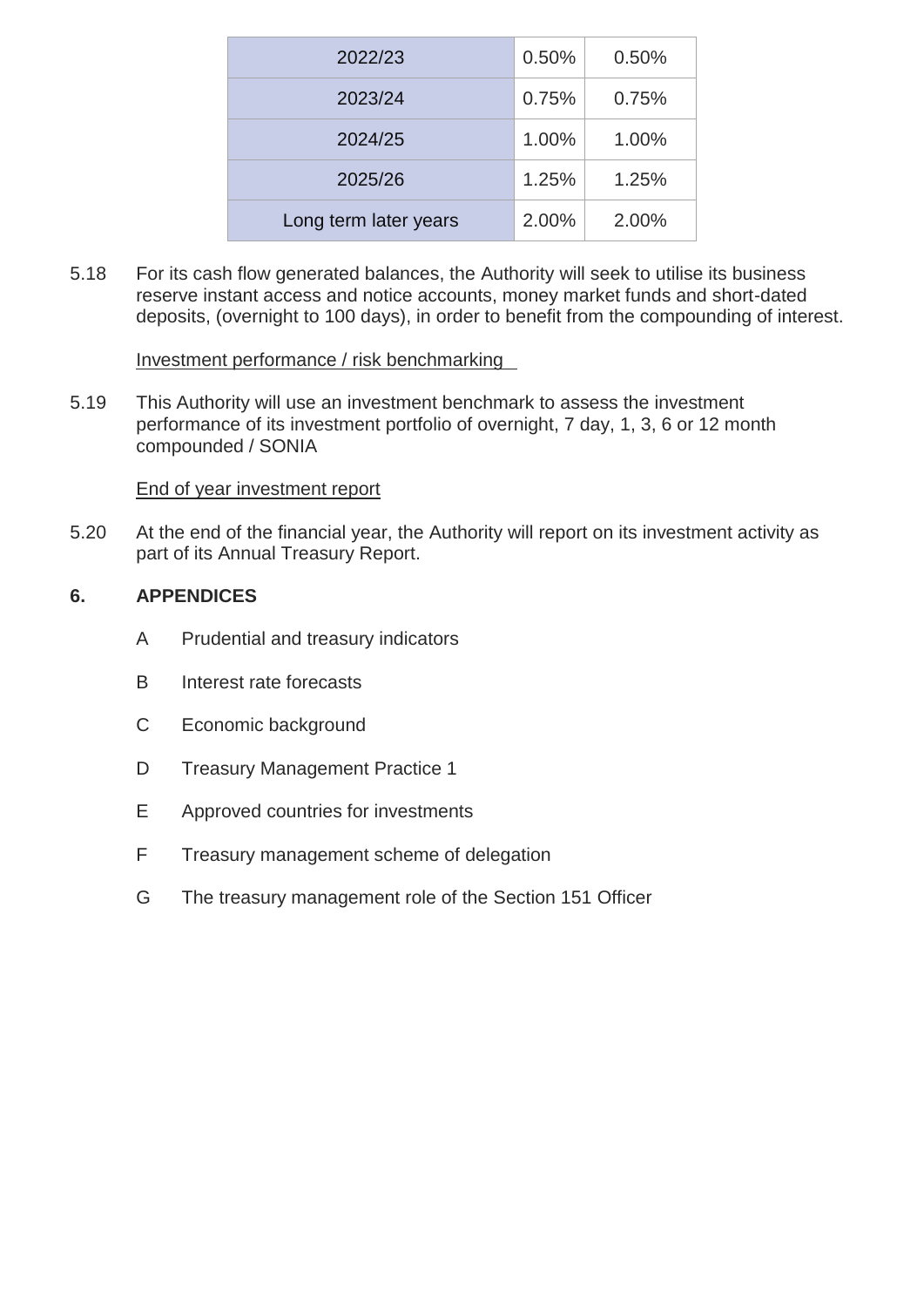| | | |
|---|---|---|
| 2022/23 | 0.50% | 0.50% |
| 2023/24 | 0.75% | 0.75% |
| 2024/25 | 1.00% | 1.00% |
| 2025/26 | 1.25% | 1.25% |
| Long term later years | 2.00% | 2.00% |

5.18 For its cash flow generated balances, the Authority will seek to utilise its business reserve instant access and notice accounts, money market funds and short-dated deposits, (overnight to 100 days), in order to benefit from the compounding of interest.

Investment performance / risk benchmarking

5.19 This Authority will use an investment benchmark to assess the investment performance of its investment portfolio of overnight, 7 day, 1, 3, 6 or 12 month compounded / SONIA

End of year investment report

5.20 At the end of the financial year, the Authority will report on its investment activity as part of its Annual Treasury Report.

## 6. APPENDICES

A Prudential and treasury indicators

B Interest rate forecasts

C Economic background

D Treasury Management Practice 1

E Approved countries for investments

F Treasury management scheme of delegation

G The treasury management role of the Section 151 Officer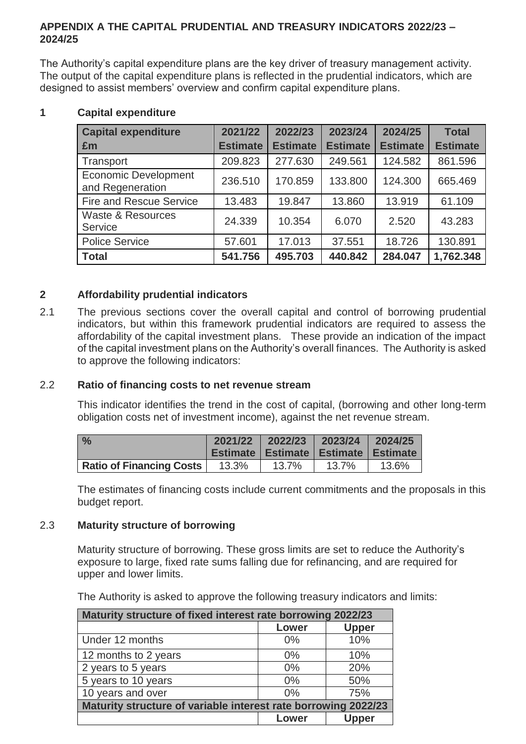# APPENDIX A THE CAPITAL PRUDENTIAL AND TREASURY INDICATORS 2022/23 – 2024/25

The Authority's capital expenditure plans are the key driver of treasury management activity. The output of the capital expenditure plans is reflected in the prudential indicators, which are designed to assist members' overview and confirm capital expenditure plans.

## 1 Capital expenditure

| Capital expenditure £m | 2021/22 Estimate | 2022/23 Estimate | 2023/24 Estimate | 2024/25 Estimate | Total Estimate |
|---|---|---|---|---|---|
| Transport | 209.823 | 277.630 | 249.561 | 124.582 | 861.596 |
| Economic Development and Regeneration | 236.510 | 170.859 | 133.800 | 124.300 | 665.469 |
| Fire and Rescue Service | 13.483 | 19.847 | 13.860 | 13.919 | 61.109 |
| Waste & Resources Service | 24.339 | 10.354 | 6.070 | 2.520 | 43.283 |
| Police Service | 57.601 | 17.013 | 37.551 | 18.726 | 130.891 |
| **Total** | **541.756** | **495.703** | **440.842** | **284.047** | **1,762.348** |

## 2 Affordability prudential indicators

2.1 The previous sections cover the overall capital and control of borrowing prudential indicators, but within this framework prudential indicators are required to assess the affordability of the capital investment plans. These provide an indication of the impact of the capital investment plans on the Authority's overall finances. The Authority is asked to approve the following indicators:

### 2.2 Ratio of financing costs to net revenue stream

This indicator identifies the trend in the cost of capital, (borrowing and other long-term obligation costs net of investment income), against the net revenue stream.

| % | 2021/22 Estimate | 2022/23 Estimate | 2023/24 Estimate | 2024/25 Estimate |
|---|---|---|---|---|
| **Ratio of Financing Costs** | 13.3% | 13.7% | 13.7% | 13.6% |

The estimates of financing costs include current commitments and the proposals in this budget report.

### 2.3 Maturity structure of borrowing

Maturity structure of borrowing. These gross limits are set to reduce the Authority's exposure to large, fixed rate sums falling due for refinancing, and are required for upper and lower limits.

The Authority is asked to approve the following treasury indicators and limits:

| Maturity structure of fixed interest rate borrowing 2022/23 | | |
|---|---|---|
| | Lower | Upper |
| Under 12 months | 0% | 10% |
| 12 months to 2 years | 0% | 10% |
| 2 years to 5 years | 0% | 20% |
| 5 years to 10 years | 0% | 50% |
| 10 years and over | 0% | 75% |
| **Maturity structure of variable interest rate borrowing 2022/23** | | |
| | Lower | Upper |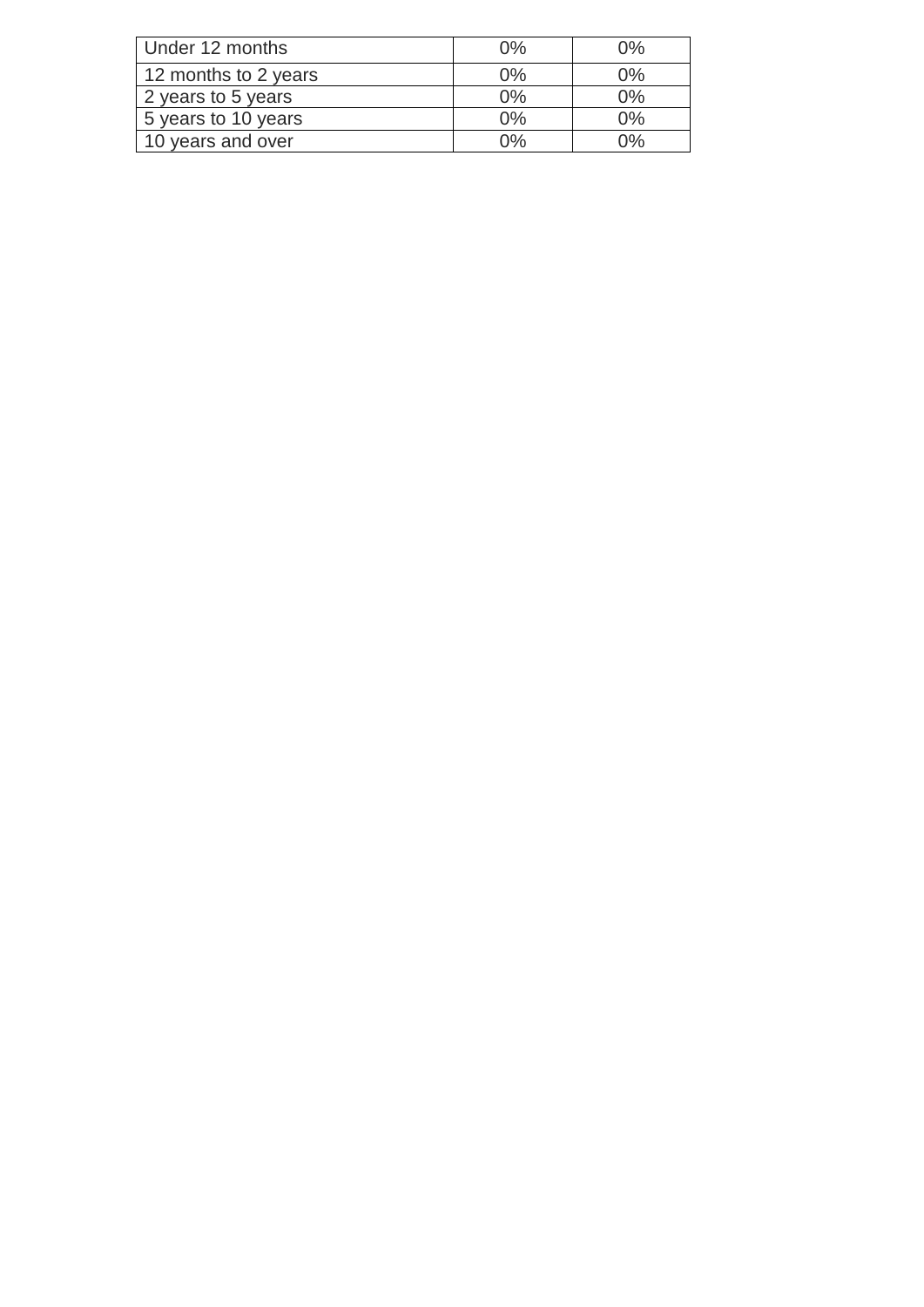| Under 12 months | 0% | 0% |
|---|---|---|
| 12 months to 2 years | 0% | 0% |
| 2 years to 5 years | 0% | 0% |
| 5 years to 10 years | 0% | 0% |
| 10 years and over | 0% | 0% |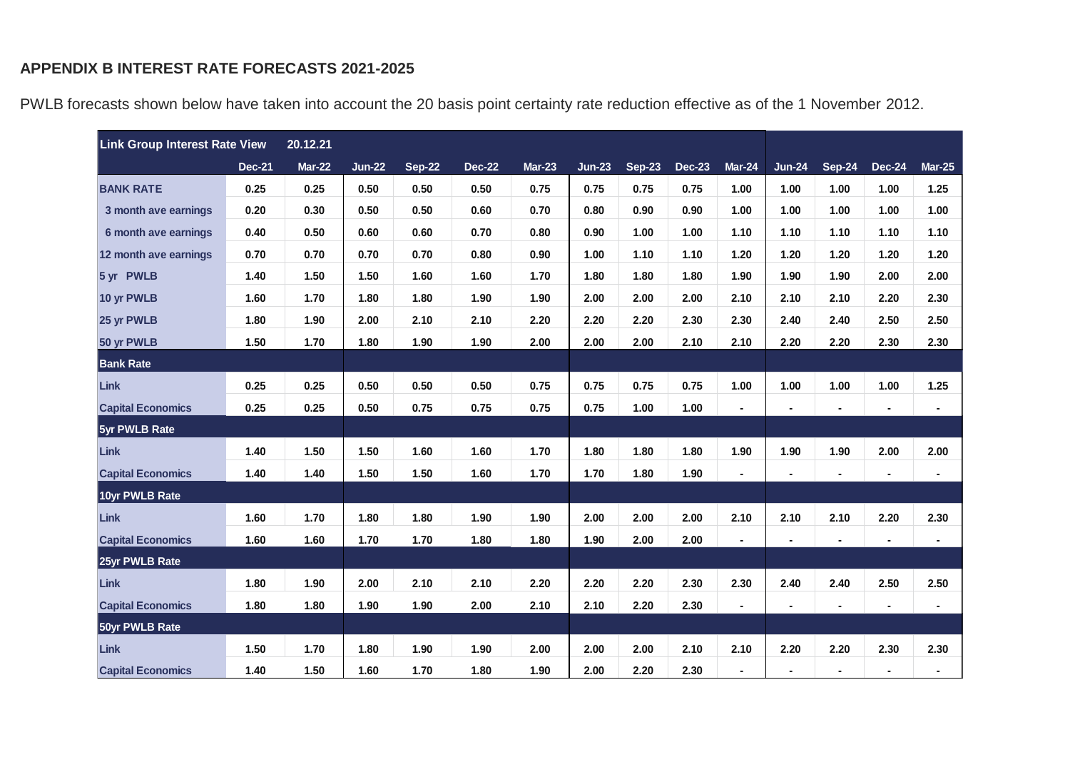**APPENDIX B INTEREST RATE FORECASTS 2021-2025**

PWLB forecasts shown below have taken into account the 20 basis point certainty rate reduction effective as of the 1 November 2012.

| Link Group Interest Rate View | 20.12.21 | | | | | | | | | | | | | |
|---|---|---|---|---|---|---|---|---|---|---|---|---|---|---|
| | Dec-21 | Mar-22 | Jun-22 | Sep-22 | Dec-22 | Mar-23 | Jun-23 | Sep-23 | Dec-23 | Mar-24 | Jun-24 | Sep-24 | Dec-24 | Mar-25 |
| BANK RATE | 0.25 | 0.25 | 0.50 | 0.50 | 0.50 | 0.75 | 0.75 | 0.75 | 0.75 | 1.00 | 1.00 | 1.00 | 1.00 | 1.25 |
| 3 month ave earnings | 0.20 | 0.30 | 0.50 | 0.50 | 0.60 | 0.70 | 0.80 | 0.90 | 0.90 | 1.00 | 1.00 | 1.00 | 1.00 | 1.00 |
| 6 month ave earnings | 0.40 | 0.50 | 0.60 | 0.60 | 0.70 | 0.80 | 0.90 | 1.00 | 1.00 | 1.10 | 1.10 | 1.10 | 1.10 | 1.10 |
| 12 month ave earnings | 0.70 | 0.70 | 0.70 | 0.70 | 0.80 | 0.90 | 1.00 | 1.10 | 1.10 | 1.20 | 1.20 | 1.20 | 1.20 | 1.20 |
| 5 yr PWLB | 1.40 | 1.50 | 1.50 | 1.60 | 1.60 | 1.70 | 1.80 | 1.80 | 1.80 | 1.90 | 1.90 | 1.90 | 2.00 | 2.00 |
| 10 yr PWLB | 1.60 | 1.70 | 1.80 | 1.80 | 1.90 | 1.90 | 2.00 | 2.00 | 2.00 | 2.10 | 2.10 | 2.10 | 2.20 | 2.30 |
| 25 yr PWLB | 1.80 | 1.90 | 2.00 | 2.10 | 2.10 | 2.20 | 2.20 | 2.20 | 2.30 | 2.30 | 2.40 | 2.40 | 2.50 | 2.50 |
| 50 yr PWLB | 1.50 | 1.70 | 1.80 | 1.90 | 1.90 | 2.00 | 2.00 | 2.00 | 2.10 | 2.10 | 2.20 | 2.20 | 2.30 | 2.30 |
| **Bank Rate** | | | | | | | | | | | | | | |
| Link | 0.25 | 0.25 | 0.50 | 0.50 | 0.50 | 0.75 | 0.75 | 0.75 | 0.75 | 1.00 | 1.00 | 1.00 | 1.00 | 1.25 |
| Capital Economics | 0.25 | 0.25 | 0.50 | 0.75 | 0.75 | 0.75 | 0.75 | 1.00 | 1.00 | - | - | - | - | - |
| **5yr PWLB Rate** | | | | | | | | | | | | | | |
| Link | 1.40 | 1.50 | 1.50 | 1.60 | 1.60 | 1.70 | 1.80 | 1.80 | 1.80 | 1.90 | 1.90 | 1.90 | 2.00 | 2.00 |
| Capital Economics | 1.40 | 1.40 | 1.50 | 1.50 | 1.60 | 1.70 | 1.70 | 1.80 | 1.90 | - | - | - | - | - |
| **10yr PWLB Rate** | | | | | | | | | | | | | | |
| Link | 1.60 | 1.70 | 1.80 | 1.80 | 1.90 | 1.90 | 2.00 | 2.00 | 2.00 | 2.10 | 2.10 | 2.10 | 2.20 | 2.30 |
| Capital Economics | 1.60 | 1.60 | 1.70 | 1.70 | 1.80 | 1.80 | 1.90 | 2.00 | 2.00 | - | - | - | - | - |
| **25yr PWLB Rate** | | | | | | | | | | | | | | |
| Link | 1.80 | 1.90 | 2.00 | 2.10 | 2.10 | 2.20 | 2.20 | 2.20 | 2.30 | 2.30 | 2.40 | 2.40 | 2.50 | 2.50 |
| Capital Economics | 1.80 | 1.80 | 1.90 | 1.90 | 2.00 | 2.10 | 2.10 | 2.20 | 2.30 | - | - | - | - | - |
| **50yr PWLB Rate** | | | | | | | | | | | | | | |
| Link | 1.50 | 1.70 | 1.80 | 1.90 | 1.90 | 2.00 | 2.00 | 2.00 | 2.10 | 2.10 | 2.20 | 2.20 | 2.30 | 2.30 |
| Capital Economics | 1.40 | 1.50 | 1.60 | 1.70 | 1.80 | 1.90 | 2.00 | 2.20 | 2.30 | - | - | - | - | - |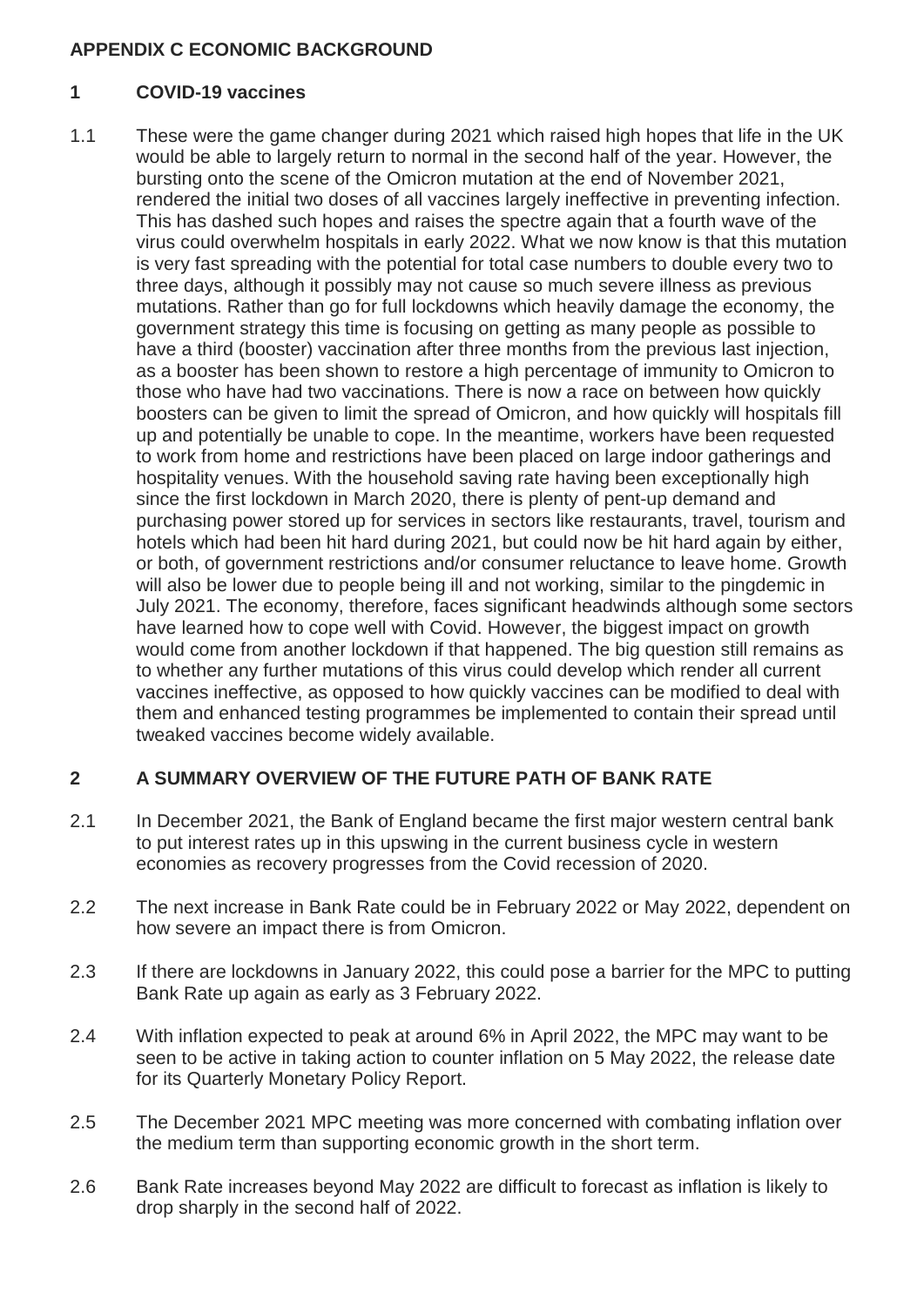## APPENDIX C ECONOMIC BACKGROUND

### 1 COVID-19 vaccines

1.1 These were the game changer during 2021 which raised high hopes that life in the UK would be able to largely return to normal in the second half of the year. However, the bursting onto the scene of the Omicron mutation at the end of November 2021, rendered the initial two doses of all vaccines largely ineffective in preventing infection. This has dashed such hopes and raises the spectre again that a fourth wave of the virus could overwhelm hospitals in early 2022. What we now know is that this mutation is very fast spreading with the potential for total case numbers to double every two to three days, although it possibly may not cause so much severe illness as previous mutations. Rather than go for full lockdowns which heavily damage the economy, the government strategy this time is focusing on getting as many people as possible to have a third (booster) vaccination after three months from the previous last injection, as a booster has been shown to restore a high percentage of immunity to Omicron to those who have had two vaccinations. There is now a race on between how quickly boosters can be given to limit the spread of Omicron, and how quickly will hospitals fill up and potentially be unable to cope. In the meantime, workers have been requested to work from home and restrictions have been placed on large indoor gatherings and hospitality venues. With the household saving rate having been exceptionally high since the first lockdown in March 2020, there is plenty of pent-up demand and purchasing power stored up for services in sectors like restaurants, travel, tourism and hotels which had been hit hard during 2021, but could now be hit hard again by either, or both, of government restrictions and/or consumer reluctance to leave home. Growth will also be lower due to people being ill and not working, similar to the pingdemic in July 2021. The economy, therefore, faces significant headwinds although some sectors have learned how to cope well with Covid. However, the biggest impact on growth would come from another lockdown if that happened. The big question still remains as to whether any further mutations of this virus could develop which render all current vaccines ineffective, as opposed to how quickly vaccines can be modified to deal with them and enhanced testing programmes be implemented to contain their spread until tweaked vaccines become widely available.

### 2 A SUMMARY OVERVIEW OF THE FUTURE PATH OF BANK RATE

2.1 In December 2021, the Bank of England became the first major western central bank to put interest rates up in this upswing in the current business cycle in western economies as recovery progresses from the Covid recession of 2020.

2.2 The next increase in Bank Rate could be in February 2022 or May 2022, dependent on how severe an impact there is from Omicron.

2.3 If there are lockdowns in January 2022, this could pose a barrier for the MPC to putting Bank Rate up again as early as 3 February 2022.

2.4 With inflation expected to peak at around 6% in April 2022, the MPC may want to be seen to be active in taking action to counter inflation on 5 May 2022, the release date for its Quarterly Monetary Policy Report.

2.5 The December 2021 MPC meeting was more concerned with combating inflation over the medium term than supporting economic growth in the short term.

2.6 Bank Rate increases beyond May 2022 are difficult to forecast as inflation is likely to drop sharply in the second half of 2022.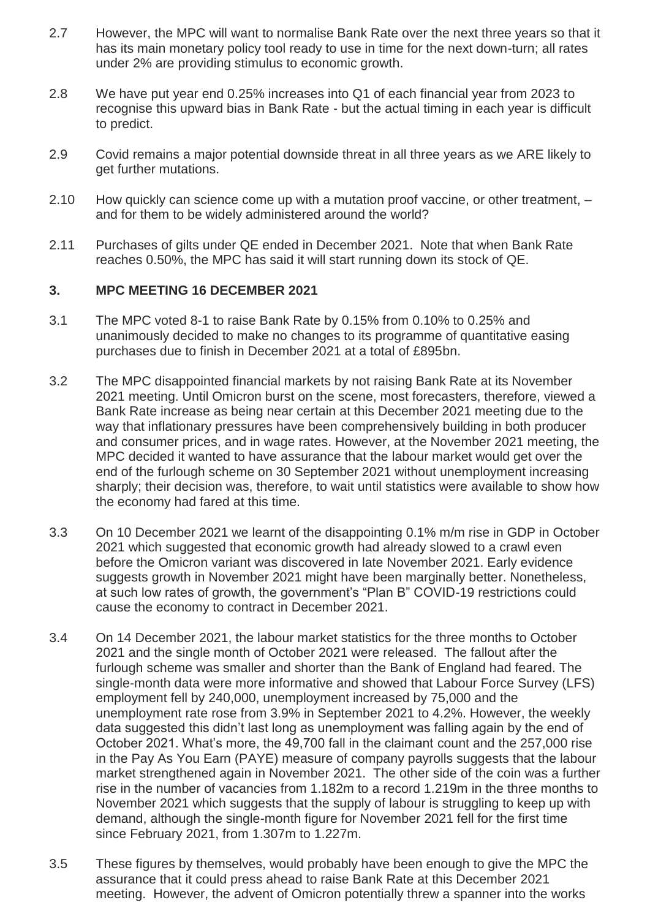2.7 However, the MPC will want to normalise Bank Rate over the next three years so that it has its main monetary policy tool ready to use in time for the next down-turn; all rates under 2% are providing stimulus to economic growth.

2.8 We have put year end 0.25% increases into Q1 of each financial year from 2023 to recognise this upward bias in Bank Rate - but the actual timing in each year is difficult to predict.

2.9 Covid remains a major potential downside threat in all three years as we ARE likely to get further mutations.

2.10 How quickly can science come up with a mutation proof vaccine, or other treatment, – and for them to be widely administered around the world?

2.11 Purchases of gilts under QE ended in December 2021. Note that when Bank Rate reaches 0.50%, the MPC has said it will start running down its stock of QE.

## 3. MPC MEETING 16 DECEMBER 2021

3.1 The MPC voted 8-1 to raise Bank Rate by 0.15% from 0.10% to 0.25% and unanimously decided to make no changes to its programme of quantitative easing purchases due to finish in December 2021 at a total of £895bn.

3.2 The MPC disappointed financial markets by not raising Bank Rate at its November 2021 meeting. Until Omicron burst on the scene, most forecasters, therefore, viewed a Bank Rate increase as being near certain at this December 2021 meeting due to the way that inflationary pressures have been comprehensively building in both producer and consumer prices, and in wage rates. However, at the November 2021 meeting, the MPC decided it wanted to have assurance that the labour market would get over the end of the furlough scheme on 30 September 2021 without unemployment increasing sharply; their decision was, therefore, to wait until statistics were available to show how the economy had fared at this time.

3.3 On 10 December 2021 we learnt of the disappointing 0.1% m/m rise in GDP in October 2021 which suggested that economic growth had already slowed to a crawl even before the Omicron variant was discovered in late November 2021. Early evidence suggests growth in November 2021 might have been marginally better. Nonetheless, at such low rates of growth, the government's "Plan B" COVID-19 restrictions could cause the economy to contract in December 2021.

3.4 On 14 December 2021, the labour market statistics for the three months to October 2021 and the single month of October 2021 were released. The fallout after the furlough scheme was smaller and shorter than the Bank of England had feared. The single-month data were more informative and showed that Labour Force Survey (LFS) employment fell by 240,000, unemployment increased by 75,000 and the unemployment rate rose from 3.9% in September 2021 to 4.2%. However, the weekly data suggested this didn't last long as unemployment was falling again by the end of October 2021. What's more, the 49,700 fall in the claimant count and the 257,000 rise in the Pay As You Earn (PAYE) measure of company payrolls suggests that the labour market strengthened again in November 2021. The other side of the coin was a further rise in the number of vacancies from 1.182m to a record 1.219m in the three months to November 2021 which suggests that the supply of labour is struggling to keep up with demand, although the single-month figure for November 2021 fell for the first time since February 2021, from 1.307m to 1.227m.

3.5 These figures by themselves, would probably have been enough to give the MPC the assurance that it could press ahead to raise Bank Rate at this December 2021 meeting. However, the advent of Omicron potentially threw a spanner into the works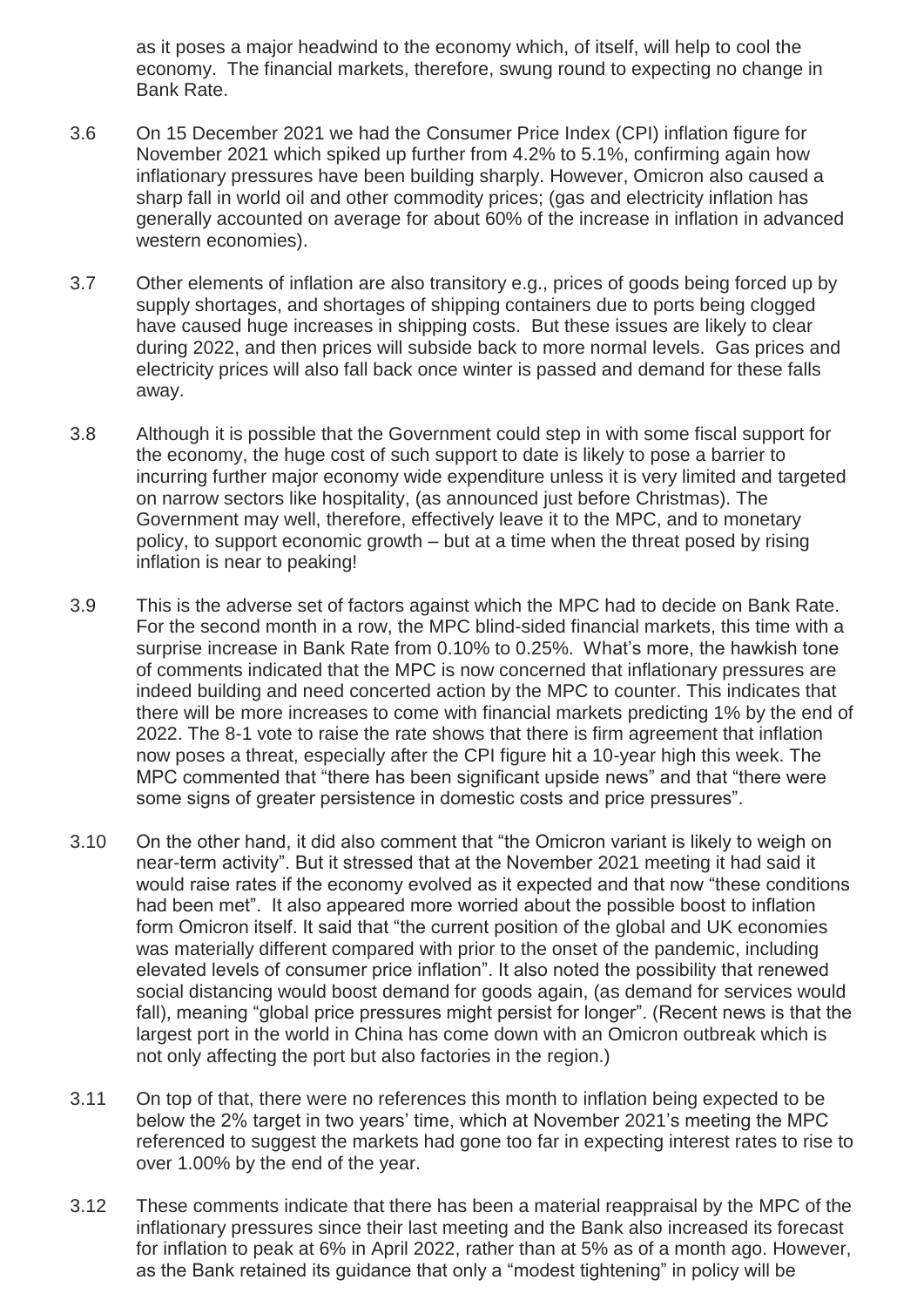as it poses a major headwind to the economy which, of itself, will help to cool the economy. The financial markets, therefore, swung round to expecting no change in Bank Rate.

3.6 On 15 December 2021 we had the Consumer Price Index (CPI) inflation figure for November 2021 which spiked up further from 4.2% to 5.1%, confirming again how inflationary pressures have been building sharply. However, Omicron also caused a sharp fall in world oil and other commodity prices; (gas and electricity inflation has generally accounted on average for about 60% of the increase in inflation in advanced western economies).

3.7 Other elements of inflation are also transitory e.g., prices of goods being forced up by supply shortages, and shortages of shipping containers due to ports being clogged have caused huge increases in shipping costs. But these issues are likely to clear during 2022, and then prices will subside back to more normal levels. Gas prices and electricity prices will also fall back once winter is passed and demand for these falls away.

3.8 Although it is possible that the Government could step in with some fiscal support for the economy, the huge cost of such support to date is likely to pose a barrier to incurring further major economy wide expenditure unless it is very limited and targeted on narrow sectors like hospitality, (as announced just before Christmas). The Government may well, therefore, effectively leave it to the MPC, and to monetary policy, to support economic growth – but at a time when the threat posed by rising inflation is near to peaking!

3.9 This is the adverse set of factors against which the MPC had to decide on Bank Rate. For the second month in a row, the MPC blind-sided financial markets, this time with a surprise increase in Bank Rate from 0.10% to 0.25%. What's more, the hawkish tone of comments indicated that the MPC is now concerned that inflationary pressures are indeed building and need concerted action by the MPC to counter. This indicates that there will be more increases to come with financial markets predicting 1% by the end of 2022. The 8-1 vote to raise the rate shows that there is firm agreement that inflation now poses a threat, especially after the CPI figure hit a 10-year high this week. The MPC commented that "there has been significant upside news" and that "there were some signs of greater persistence in domestic costs and price pressures".

3.10 On the other hand, it did also comment that "the Omicron variant is likely to weigh on near-term activity". But it stressed that at the November 2021 meeting it had said it would raise rates if the economy evolved as it expected and that now "these conditions had been met". It also appeared more worried about the possible boost to inflation form Omicron itself. It said that "the current position of the global and UK economies was materially different compared with prior to the onset of the pandemic, including elevated levels of consumer price inflation". It also noted the possibility that renewed social distancing would boost demand for goods again, (as demand for services would fall), meaning "global price pressures might persist for longer". (Recent news is that the largest port in the world in China has come down with an Omicron outbreak which is not only affecting the port but also factories in the region.)

3.11 On top of that, there were no references this month to inflation being expected to be below the 2% target in two years' time, which at November 2021's meeting the MPC referenced to suggest the markets had gone too far in expecting interest rates to rise to over 1.00% by the end of the year.

3.12 These comments indicate that there has been a material reappraisal by the MPC of the inflationary pressures since their last meeting and the Bank also increased its forecast for inflation to peak at 6% in April 2022, rather than at 5% as of a month ago. However, as the Bank retained its guidance that only a "modest tightening" in policy will be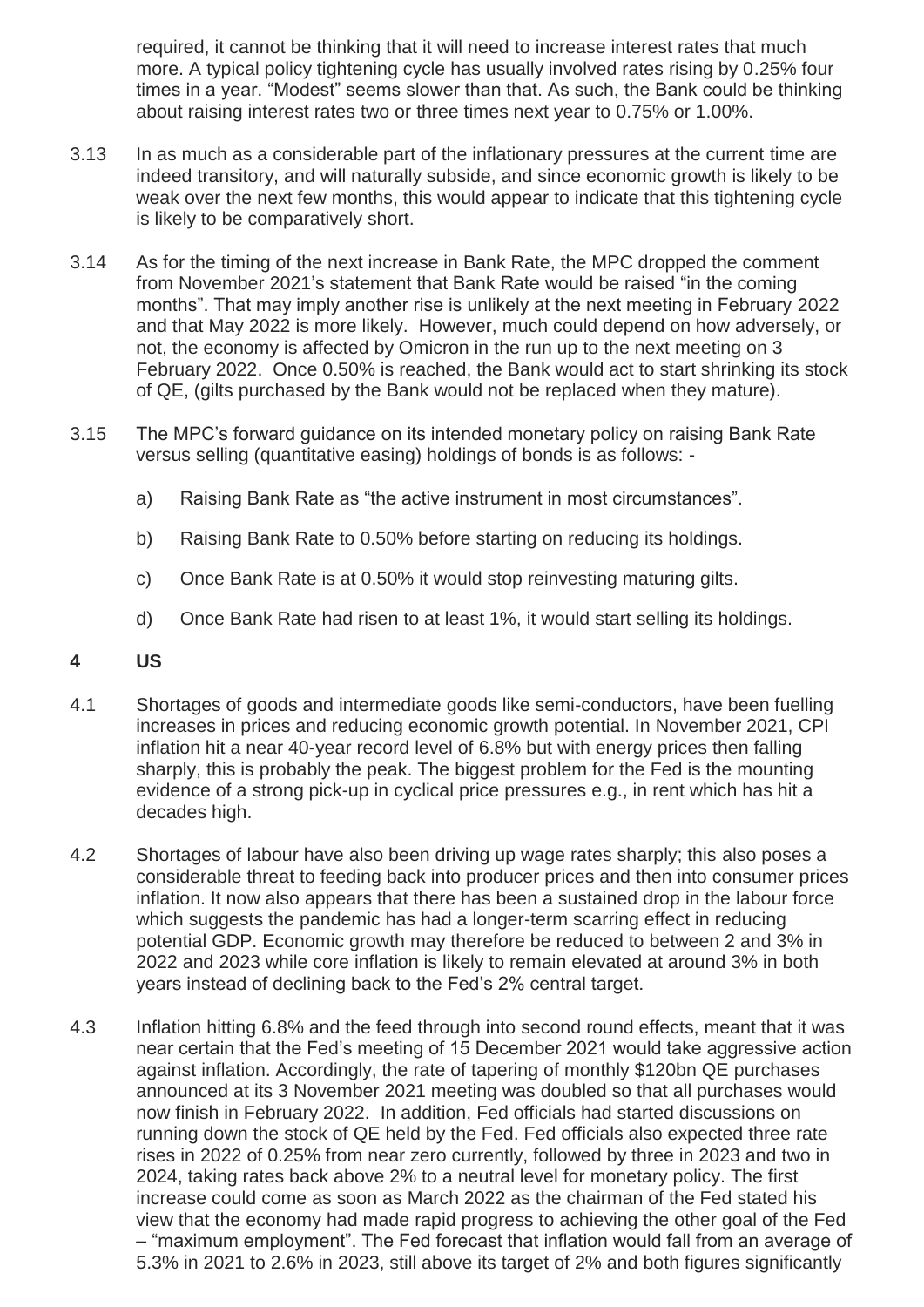required, it cannot be thinking that it will need to increase interest rates that much more. A typical policy tightening cycle has usually involved rates rising by 0.25% four times in a year. "Modest" seems slower than that. As such, the Bank could be thinking about raising interest rates two or three times next year to 0.75% or 1.00%.

3.13 In as much as a considerable part of the inflationary pressures at the current time are indeed transitory, and will naturally subside, and since economic growth is likely to be weak over the next few months, this would appear to indicate that this tightening cycle is likely to be comparatively short.

3.14 As for the timing of the next increase in Bank Rate, the MPC dropped the comment from November 2021's statement that Bank Rate would be raised "in the coming months". That may imply another rise is unlikely at the next meeting in February 2022 and that May 2022 is more likely. However, much could depend on how adversely, or not, the economy is affected by Omicron in the run up to the next meeting on 3 February 2022. Once 0.50% is reached, the Bank would act to start shrinking its stock of QE, (gilts purchased by the Bank would not be replaced when they mature).

3.15 The MPC's forward guidance on its intended monetary policy on raising Bank Rate versus selling (quantitative easing) holdings of bonds is as follows: -

a) Raising Bank Rate as "the active instrument in most circumstances".

b) Raising Bank Rate to 0.50% before starting on reducing its holdings.

c) Once Bank Rate is at 0.50% it would stop reinvesting maturing gilts.

d) Once Bank Rate had risen to at least 1%, it would start selling its holdings.

## 4 US

4.1 Shortages of goods and intermediate goods like semi-conductors, have been fuelling increases in prices and reducing economic growth potential. In November 2021, CPI inflation hit a near 40-year record level of 6.8% but with energy prices then falling sharply, this is probably the peak. The biggest problem for the Fed is the mounting evidence of a strong pick-up in cyclical price pressures e.g., in rent which has hit a decades high.

4.2 Shortages of labour have also been driving up wage rates sharply; this also poses a considerable threat to feeding back into producer prices and then into consumer prices inflation. It now also appears that there has been a sustained drop in the labour force which suggests the pandemic has had a longer-term scarring effect in reducing potential GDP. Economic growth may therefore be reduced to between 2 and 3% in 2022 and 2023 while core inflation is likely to remain elevated at around 3% in both years instead of declining back to the Fed's 2% central target.

4.3 Inflation hitting 6.8% and the feed through into second round effects, meant that it was near certain that the Fed's meeting of 15 December 2021 would take aggressive action against inflation. Accordingly, the rate of tapering of monthly $120bn QE purchases announced at its 3 November 2021 meeting was doubled so that all purchases would now finish in February 2022. In addition, Fed officials had started discussions on running down the stock of QE held by the Fed. Fed officials also expected three rate rises in 2022 of 0.25% from near zero currently, followed by three in 2023 and two in 2024, taking rates back above 2% to a neutral level for monetary policy. The first increase could come as soon as March 2022 as the chairman of the Fed stated his view that the economy had made rapid progress to achieving the other goal of the Fed – "maximum employment". The Fed forecast that inflation would fall from an average of 5.3% in 2021 to 2.6% in 2023, still above its target of 2% and both figures significantly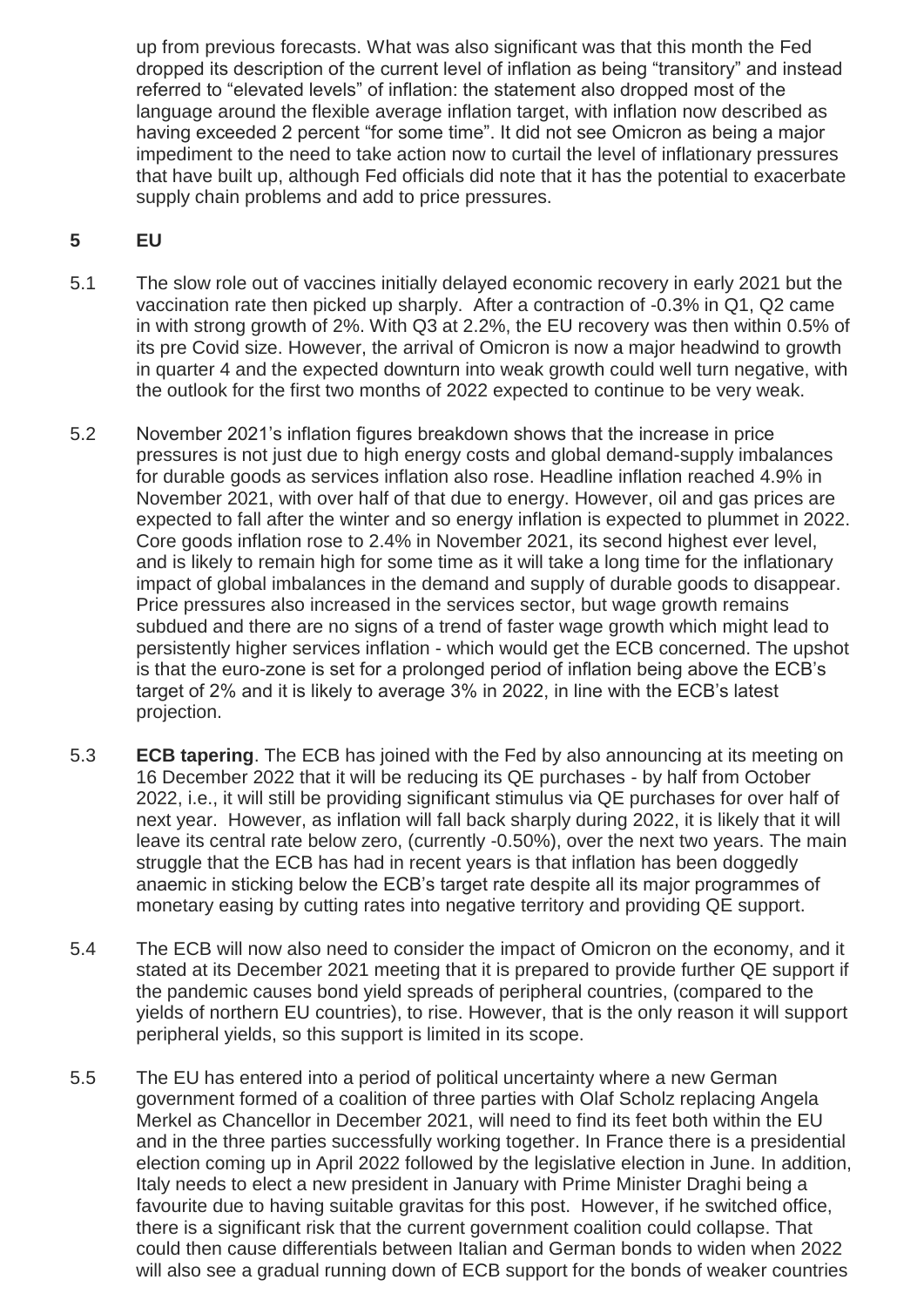up from previous forecasts. What was also significant was that this month the Fed dropped its description of the current level of inflation as being "transitory" and instead referred to "elevated levels" of inflation: the statement also dropped most of the language around the flexible average inflation target, with inflation now described as having exceeded 2 percent "for some time". It did not see Omicron as being a major impediment to the need to take action now to curtail the level of inflationary pressures that have built up, although Fed officials did note that it has the potential to exacerbate supply chain problems and add to price pressures.

## 5 EU

5.1 The slow role out of vaccines initially delayed economic recovery in early 2021 but the vaccination rate then picked up sharply. After a contraction of -0.3% in Q1, Q2 came in with strong growth of 2%. With Q3 at 2.2%, the EU recovery was then within 0.5% of its pre Covid size. However, the arrival of Omicron is now a major headwind to growth in quarter 4 and the expected downturn into weak growth could well turn negative, with the outlook for the first two months of 2022 expected to continue to be very weak.

5.2 November 2021's inflation figures breakdown shows that the increase in price pressures is not just due to high energy costs and global demand-supply imbalances for durable goods as services inflation also rose. Headline inflation reached 4.9% in November 2021, with over half of that due to energy. However, oil and gas prices are expected to fall after the winter and so energy inflation is expected to plummet in 2022. Core goods inflation rose to 2.4% in November 2021, its second highest ever level, and is likely to remain high for some time as it will take a long time for the inflationary impact of global imbalances in the demand and supply of durable goods to disappear. Price pressures also increased in the services sector, but wage growth remains subdued and there are no signs of a trend of faster wage growth which might lead to persistently higher services inflation - which would get the ECB concerned. The upshot is that the euro-zone is set for a prolonged period of inflation being above the ECB's target of 2% and it is likely to average 3% in 2022, in line with the ECB's latest projection.

5.3 **ECB tapering**. The ECB has joined with the Fed by also announcing at its meeting on 16 December 2022 that it will be reducing its QE purchases - by half from October 2022, i.e., it will still be providing significant stimulus via QE purchases for over half of next year. However, as inflation will fall back sharply during 2022, it is likely that it will leave its central rate below zero, (currently -0.50%), over the next two years. The main struggle that the ECB has had in recent years is that inflation has been doggedly anaemic in sticking below the ECB's target rate despite all its major programmes of monetary easing by cutting rates into negative territory and providing QE support.

5.4 The ECB will now also need to consider the impact of Omicron on the economy, and it stated at its December 2021 meeting that it is prepared to provide further QE support if the pandemic causes bond yield spreads of peripheral countries, (compared to the yields of northern EU countries), to rise. However, that is the only reason it will support peripheral yields, so this support is limited in its scope.

5.5 The EU has entered into a period of political uncertainty where a new German government formed of a coalition of three parties with Olaf Scholz replacing Angela Merkel as Chancellor in December 2021, will need to find its feet both within the EU and in the three parties successfully working together. In France there is a presidential election coming up in April 2022 followed by the legislative election in June. In addition, Italy needs to elect a new president in January with Prime Minister Draghi being a favourite due to having suitable gravitas for this post. However, if he switched office, there is a significant risk that the current government coalition could collapse. That could then cause differentials between Italian and German bonds to widen when 2022 will also see a gradual running down of ECB support for the bonds of weaker countries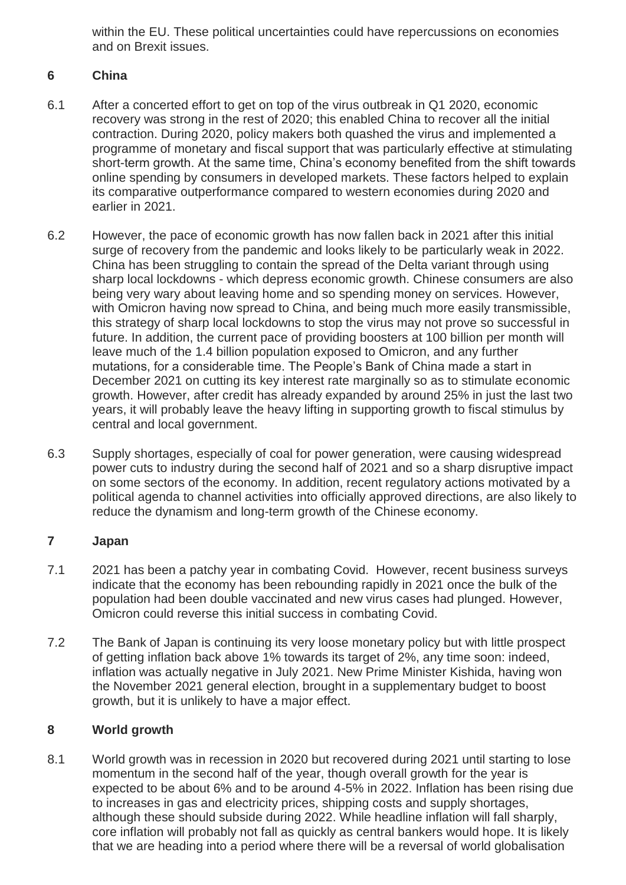within the EU. These political uncertainties could have repercussions on economies and on Brexit issues.

## 6 China

6.1 After a concerted effort to get on top of the virus outbreak in Q1 2020, economic recovery was strong in the rest of 2020; this enabled China to recover all the initial contraction. During 2020, policy makers both quashed the virus and implemented a programme of monetary and fiscal support that was particularly effective at stimulating short-term growth. At the same time, China's economy benefited from the shift towards online spending by consumers in developed markets. These factors helped to explain its comparative outperformance compared to western economies during 2020 and earlier in 2021.

6.2 However, the pace of economic growth has now fallen back in 2021 after this initial surge of recovery from the pandemic and looks likely to be particularly weak in 2022. China has been struggling to contain the spread of the Delta variant through using sharp local lockdowns - which depress economic growth. Chinese consumers are also being very wary about leaving home and so spending money on services. However, with Omicron having now spread to China, and being much more easily transmissible, this strategy of sharp local lockdowns to stop the virus may not prove so successful in future. In addition, the current pace of providing boosters at 100 billion per month will leave much of the 1.4 billion population exposed to Omicron, and any further mutations, for a considerable time. The People's Bank of China made a start in December 2021 on cutting its key interest rate marginally so as to stimulate economic growth. However, after credit has already expanded by around 25% in just the last two years, it will probably leave the heavy lifting in supporting growth to fiscal stimulus by central and local government.

6.3 Supply shortages, especially of coal for power generation, were causing widespread power cuts to industry during the second half of 2021 and so a sharp disruptive impact on some sectors of the economy. In addition, recent regulatory actions motivated by a political agenda to channel activities into officially approved directions, are also likely to reduce the dynamism and long-term growth of the Chinese economy.

## 7 Japan

7.1 2021 has been a patchy year in combating Covid. However, recent business surveys indicate that the economy has been rebounding rapidly in 2021 once the bulk of the population had been double vaccinated and new virus cases had plunged. However, Omicron could reverse this initial success in combating Covid.

7.2 The Bank of Japan is continuing its very loose monetary policy but with little prospect of getting inflation back above 1% towards its target of 2%, any time soon: indeed, inflation was actually negative in July 2021. New Prime Minister Kishida, having won the November 2021 general election, brought in a supplementary budget to boost growth, but it is unlikely to have a major effect.

## 8 World growth

8.1 World growth was in recession in 2020 but recovered during 2021 until starting to lose momentum in the second half of the year, though overall growth for the year is expected to be about 6% and to be around 4-5% in 2022. Inflation has been rising due to increases in gas and electricity prices, shipping costs and supply shortages, although these should subside during 2022. While headline inflation will fall sharply, core inflation will probably not fall as quickly as central bankers would hope. It is likely that we are heading into a period where there will be a reversal of world globalisation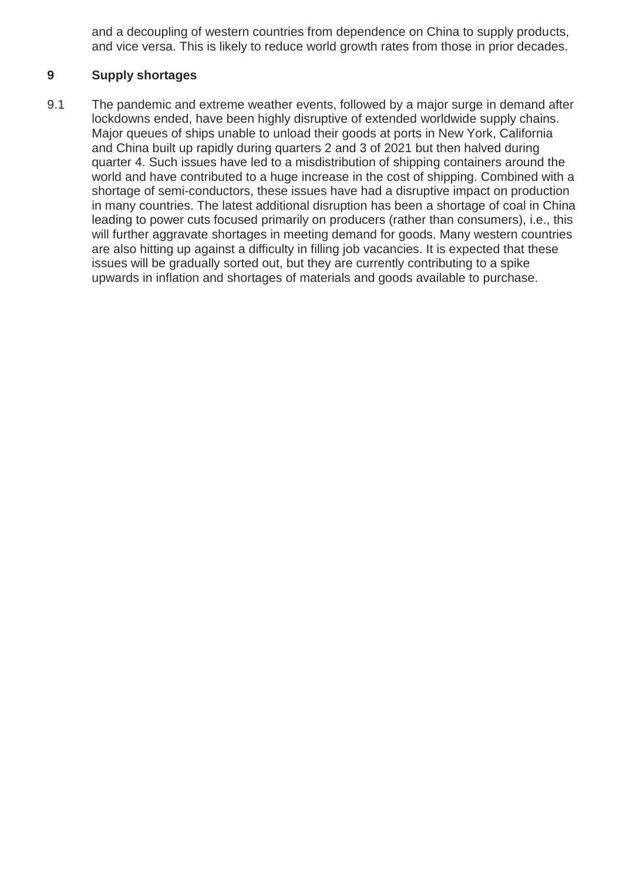and a decoupling of western countries from dependence on China to supply products, and vice versa. This is likely to reduce world growth rates from those in prior decades.

## 9 Supply shortages

9.1 The pandemic and extreme weather events, followed by a major surge in demand after lockdowns ended, have been highly disruptive of extended worldwide supply chains. Major queues of ships unable to unload their goods at ports in New York, California and China built up rapidly during quarters 2 and 3 of 2021 but then halved during quarter 4. Such issues have led to a misdistribution of shipping containers around the world and have contributed to a huge increase in the cost of shipping. Combined with a shortage of semi-conductors, these issues have had a disruptive impact on production in many countries. The latest additional disruption has been a shortage of coal in China leading to power cuts focused primarily on producers (rather than consumers), i.e., this will further aggravate shortages in meeting demand for goods. Many western countries are also hitting up against a difficulty in filling job vacancies. It is expected that these issues will be gradually sorted out, but they are currently contributing to a spike upwards in inflation and shortages of materials and goods available to purchase.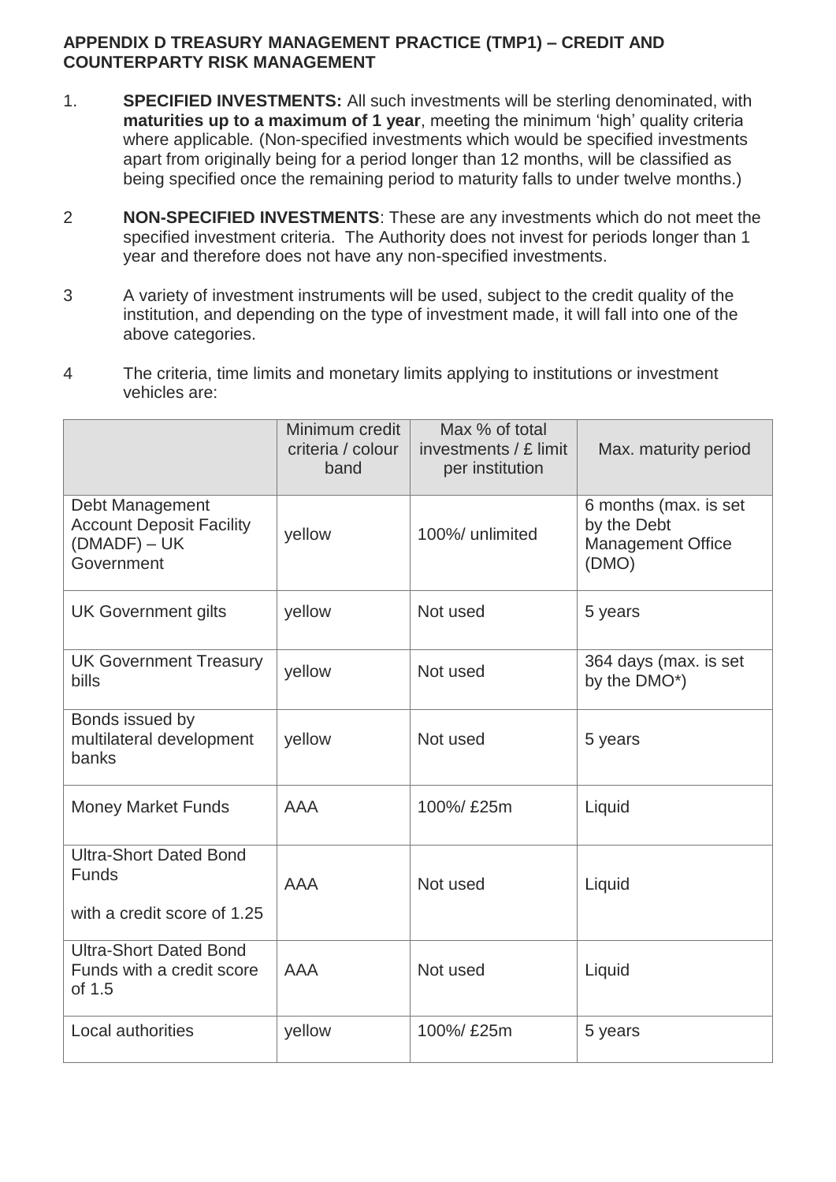## APPENDIX D TREASURY MANAGEMENT PRACTICE (TMP1) – CREDIT AND COUNTERPARTY RISK MANAGEMENT

1. **SPECIFIED INVESTMENTS:** All such investments will be sterling denominated, with **maturities up to a maximum of 1 year**, meeting the minimum 'high' quality criteria where applicable. (Non-specified investments which would be specified investments apart from originally being for a period longer than 12 months, will be classified as being specified once the remaining period to maturity falls to under twelve months.)

2. **NON-SPECIFIED INVESTMENTS**: These are any investments which do not meet the specified investment criteria. The Authority does not invest for periods longer than 1 year and therefore does not have any non-specified investments.

3. A variety of investment instruments will be used, subject to the credit quality of the institution, and depending on the type of investment made, it will fall into one of the above categories.

4. The criteria, time limits and monetary limits applying to institutions or investment vehicles are:

| | Minimum credit criteria / colour band | Max % of total investments / £ limit per institution | Max. maturity period |
|---|---|---|---|
| Debt Management Account Deposit Facility (DMADF) – UK Government | yellow | 100%/ unlimited | 6 months (max. is set by the Debt Management Office (DMO) |
| UK Government gilts | yellow | Not used | 5 years |
| UK Government Treasury bills | yellow | Not used | 364 days (max. is set by the DMO*) |
| Bonds issued by multilateral development banks | yellow | Not used | 5 years |
| Money Market Funds | AAA | 100%/ £25m | Liquid |
| Ultra-Short Dated Bond Funds with a credit score of 1.25 | AAA | Not used | Liquid |
| Ultra-Short Dated Bond Funds with a credit score of 1.5 | AAA | Not used | Liquid |
| Local authorities | yellow | 100%/ £25m | 5 years |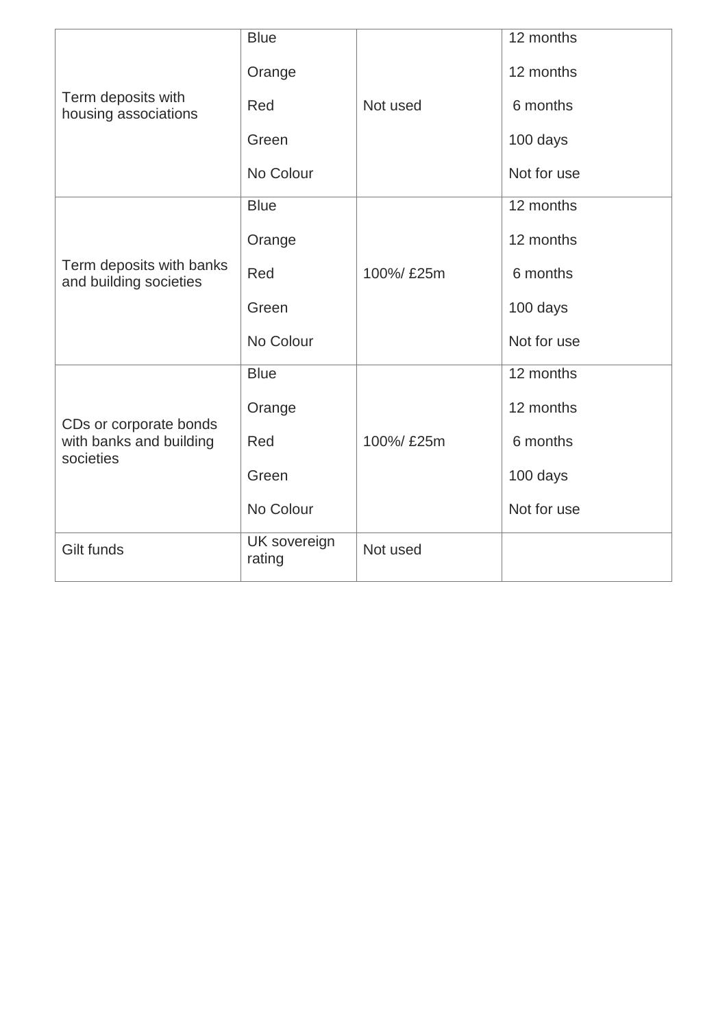| | | | |
|---|---|---|---|
| Term deposits with housing associations | Blue | Not used | 12 months |
| | Orange | | 12 months |
| | Red | | 6 months |
| | Green | | 100 days |
| | No Colour | | Not for use |
| Term deposits with banks and building societies | Blue | 100%/ £25m | 12 months |
| | Orange | | 12 months |
| | Red | | 6 months |
| | Green | | 100 days |
| | No Colour | | Not for use |
| CDs or corporate bonds with banks and building societies | Blue | 100%/ £25m | 12 months |
| | Orange | | 12 months |
| | Red | | 6 months |
| | Green | | 100 days |
| | No Colour | | Not for use |
| Gilt funds | UK sovereign rating | Not used | |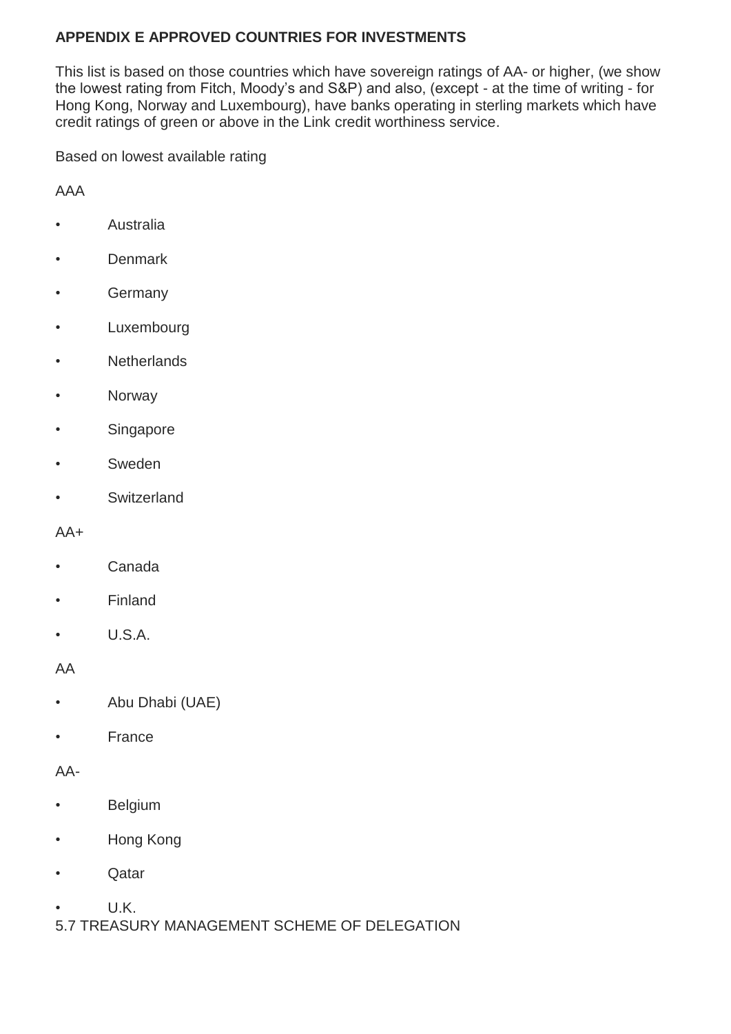**APPENDIX E APPROVED COUNTRIES FOR INVESTMENTS**

This list is based on those countries which have sovereign ratings of AA- or higher, (we show the lowest rating from Fitch, Moody's and S&P) and also, (except - at the time of writing - for Hong Kong, Norway and Luxembourg), have banks operating in sterling markets which have credit ratings of green or above in the Link credit worthiness service.

Based on lowest available rating

AAA

- Australia
- Denmark
- Germany
- Luxembourg
- Netherlands
- Norway
- Singapore
- Sweden
- Switzerland

AA+

- Canada
- Finland
- U.S.A.

AA

- Abu Dhabi (UAE)
- France

AA-

- Belgium
- Hong Kong
- Qatar
- U.K.

5.7 TREASURY MANAGEMENT SCHEME OF DELEGATION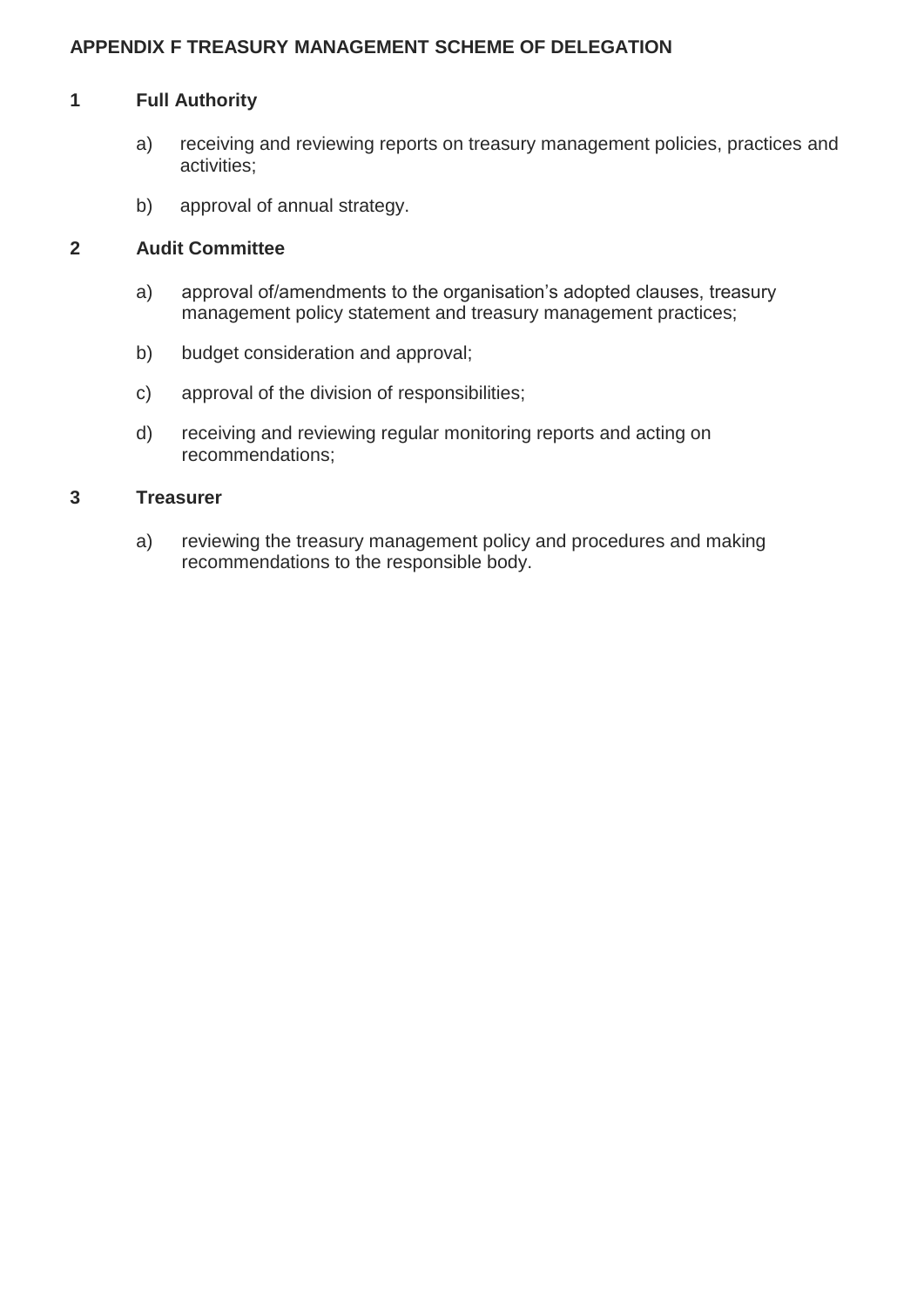# APPENDIX F TREASURY MANAGEMENT SCHEME OF DELEGATION

## 1 Full Authority

a) receiving and reviewing reports on treasury management policies, practices and activities;

b) approval of annual strategy.

## 2 Audit Committee

a) approval of/amendments to the organisation's adopted clauses, treasury management policy statement and treasury management practices;

b) budget consideration and approval;

c) approval of the division of responsibilities;

d) receiving and reviewing regular monitoring reports and acting on recommendations;

## 3 Treasurer

a) reviewing the treasury management policy and procedures and making recommendations to the responsible body.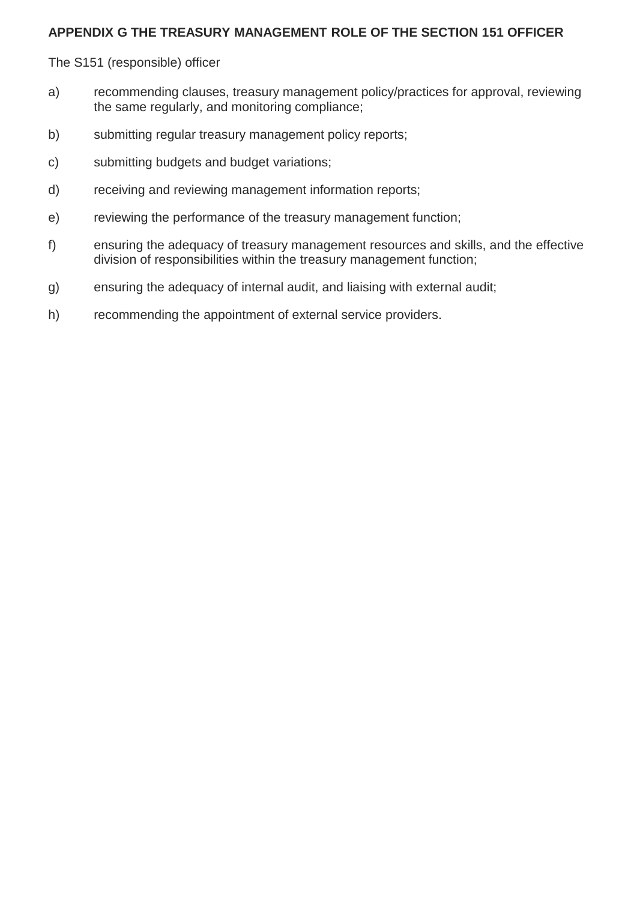## APPENDIX G THE TREASURY MANAGEMENT ROLE OF THE SECTION 151 OFFICER

The S151 (responsible) officer

a) recommending clauses, treasury management policy/practices for approval, reviewing the same regularly, and monitoring compliance;

b) submitting regular treasury management policy reports;

c) submitting budgets and budget variations;

d) receiving and reviewing management information reports;

e) reviewing the performance of the treasury management function;

f) ensuring the adequacy of treasury management resources and skills, and the effective division of responsibilities within the treasury management function;

g) ensuring the adequacy of internal audit, and liaising with external audit;

h) recommending the appointment of external service providers.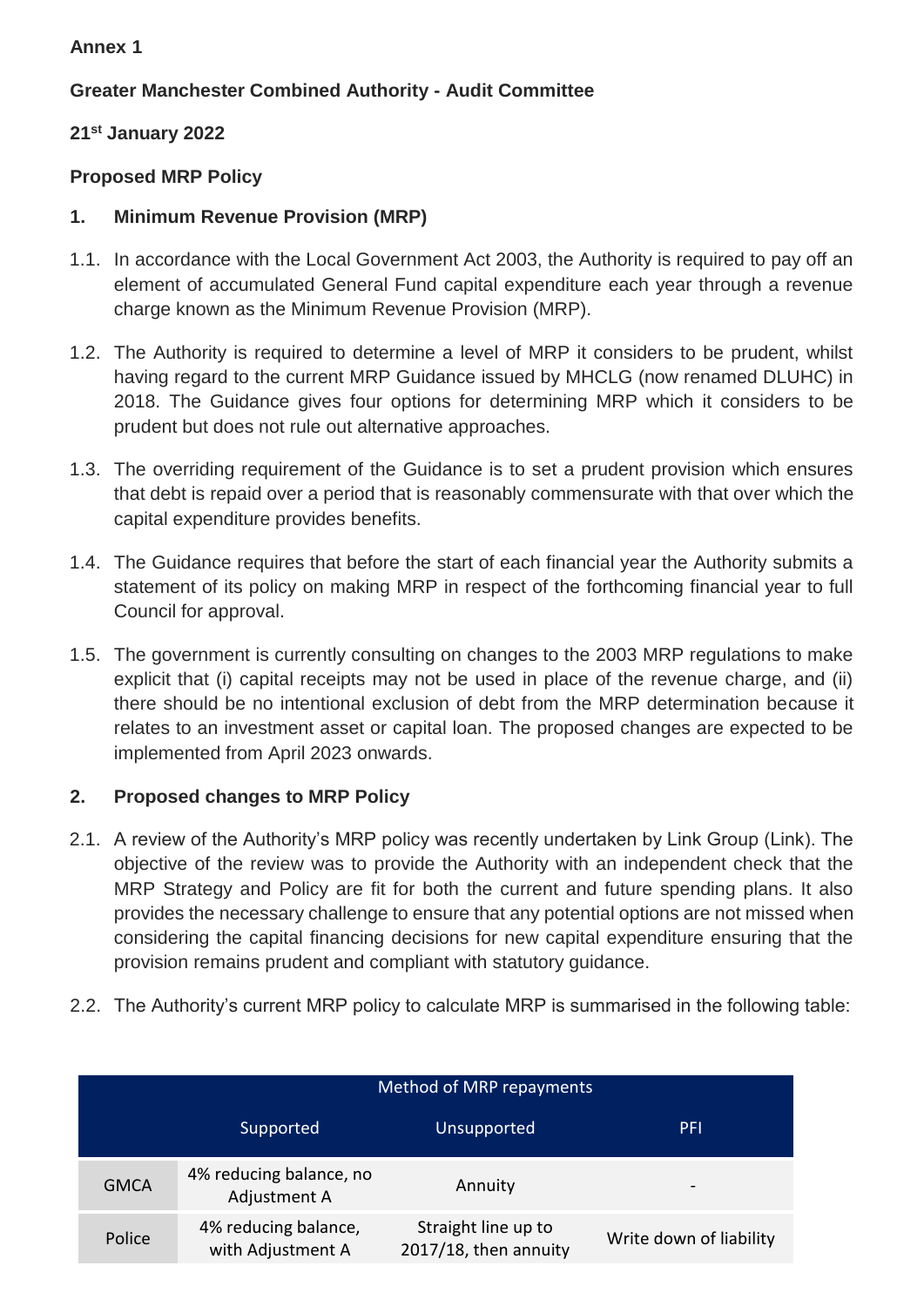**Annex 1**

**Greater Manchester Combined Authority - Audit Committee**

**21st January 2022**

**Proposed MRP Policy**

## 1. Minimum Revenue Provision (MRP)

1.1. In accordance with the Local Government Act 2003, the Authority is required to pay off an element of accumulated General Fund capital expenditure each year through a revenue charge known as the Minimum Revenue Provision (MRP).

1.2. The Authority is required to determine a level of MRP it considers to be prudent, whilst having regard to the current MRP Guidance issued by MHCLG (now renamed DLUHC) in 2018. The Guidance gives four options for determining MRP which it considers to be prudent but does not rule out alternative approaches.

1.3. The overriding requirement of the Guidance is to set a prudent provision which ensures that debt is repaid over a period that is reasonably commensurate with that over which the capital expenditure provides benefits.

1.4. The Guidance requires that before the start of each financial year the Authority submits a statement of its policy on making MRP in respect of the forthcoming financial year to full Council for approval.

1.5. The government is currently consulting on changes to the 2003 MRP regulations to make explicit that (i) capital receipts may not be used in place of the revenue charge, and (ii) there should be no intentional exclusion of debt from the MRP determination because it relates to an investment asset or capital loan. The proposed changes are expected to be implemented from April 2023 onwards.

## 2. Proposed changes to MRP Policy

2.1. A review of the Authority's MRP policy was recently undertaken by Link Group (Link). The objective of the review was to provide the Authority with an independent check that the MRP Strategy and Policy are fit for both the current and future spending plans. It also provides the necessary challenge to ensure that any potential options are not missed when considering the capital financing decisions for new capital expenditure ensuring that the provision remains prudent and compliant with statutory guidance.

2.2. The Authority's current MRP policy to calculate MRP is summarised in the following table:

| | Method of MRP repayments | | |
|---|---|---|---|
| | Supported | Unsupported | PFI |
| GMCA | 4% reducing balance, no Adjustment A | Annuity | - |
| Police | 4% reducing balance, with Adjustment A | Straight line up to 2017/18, then annuity | Write down of liability |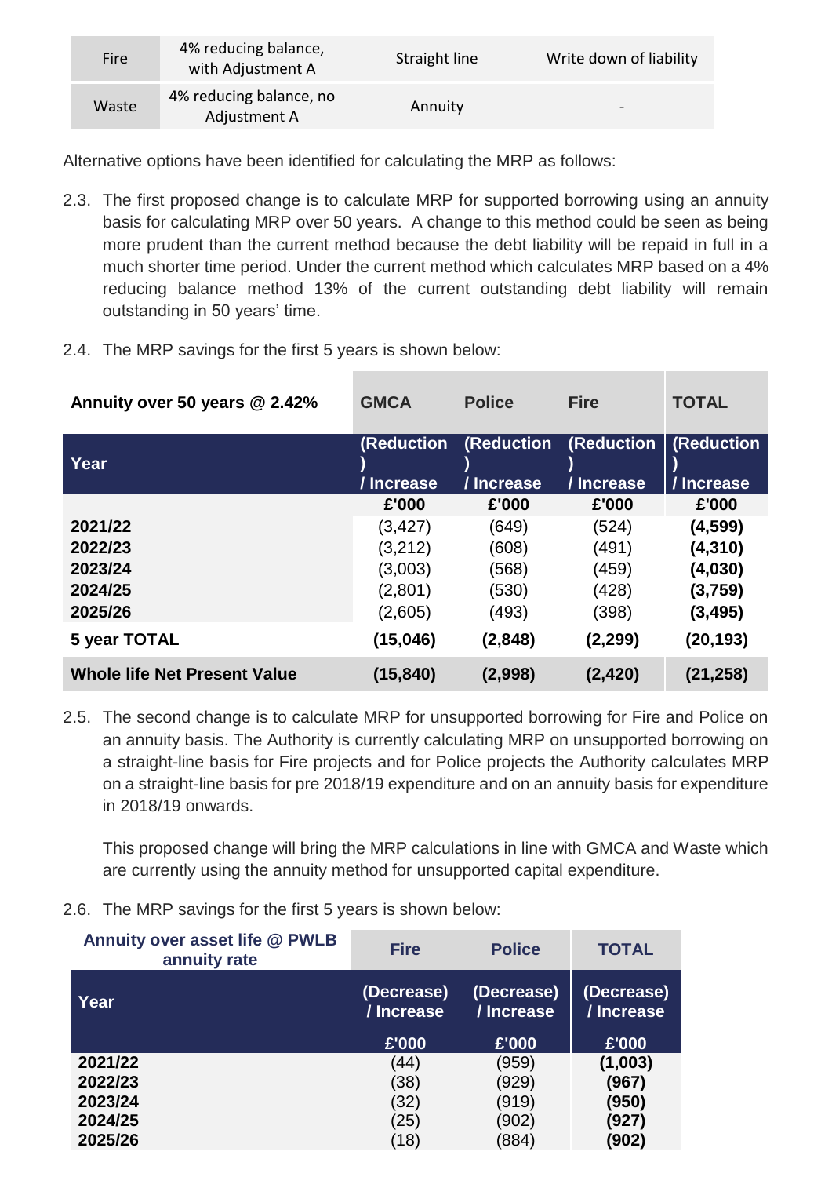| Fire | 4% reducing balance, with Adjustment A | Straight line | Write down of liability |
|---|---|---|---|
| Waste | 4% reducing balance, no Adjustment A | Annuity | - |

Alternative options have been identified for calculating the MRP as follows:

2.3. The first proposed change is to calculate MRP for supported borrowing using an annuity basis for calculating MRP over 50 years. A change to this method could be seen as being more prudent than the current method because the debt liability will be repaid in full in a much shorter time period. Under the current method which calculates MRP based on a 4% reducing balance method 13% of the current outstanding debt liability will remain outstanding in 50 years' time.

2.4. The MRP savings for the first 5 years is shown below:

| **Annuity over 50 years @ 2.42%** | **GMCA** | **Police** | **Fire** | **TOTAL** |
|---|---|---|---|---|
| **Year** | **(Reduction) / Increase** | **(Reduction) / Increase** | **(Reduction) / Increase** | **(Reduction) / Increase** |
| | **£'000** | **£'000** | **£'000** | **£'000** |
| **2021/22** | (3,427) | (649) | (524) | **(4,599)** |
| **2022/23** | (3,212) | (608) | (491) | **(4,310)** |
| **2023/24** | (3,003) | (568) | (459) | **(4,030)** |
| **2024/25** | (2,801) | (530) | (428) | **(3,759)** |
| **2025/26** | (2,605) | (493) | (398) | **(3,495)** |
| **5 year TOTAL** | **(15,046)** | **(2,848)** | **(2,299)** | **(20,193)** |
| **Whole life Net Present Value** | **(15,840)** | **(2,998)** | **(2,420)** | **(21,258)** |

2.5. The second change is to calculate MRP for unsupported borrowing for Fire and Police on an annuity basis. The Authority is currently calculating MRP on unsupported borrowing on a straight-line basis for Fire projects and for Police projects the Authority calculates MRP on a straight-line basis for pre 2018/19 expenditure and on an annuity basis for expenditure in 2018/19 onwards.

This proposed change will bring the MRP calculations in line with GMCA and Waste which are currently using the annuity method for unsupported capital expenditure.

2.6. The MRP savings for the first 5 years is shown below:

| **Annuity over asset life @ PWLB annuity rate** | **Fire** | **Police** | **TOTAL** |
|---|---|---|---|
| **Year** | **(Decrease) / Increase** | **(Decrease) / Increase** | **(Decrease) / Increase** |
| | **£'000** | **£'000** | **£'000** |
| **2021/22** | (44) | (959) | **(1,003)** |
| **2022/23** | (38) | (929) | **(967)** |
| **2023/24** | (32) | (919) | **(950)** |
| **2024/25** | (25) | (902) | **(927)** |
| **2025/26** | (18) | (884) | **(902)** |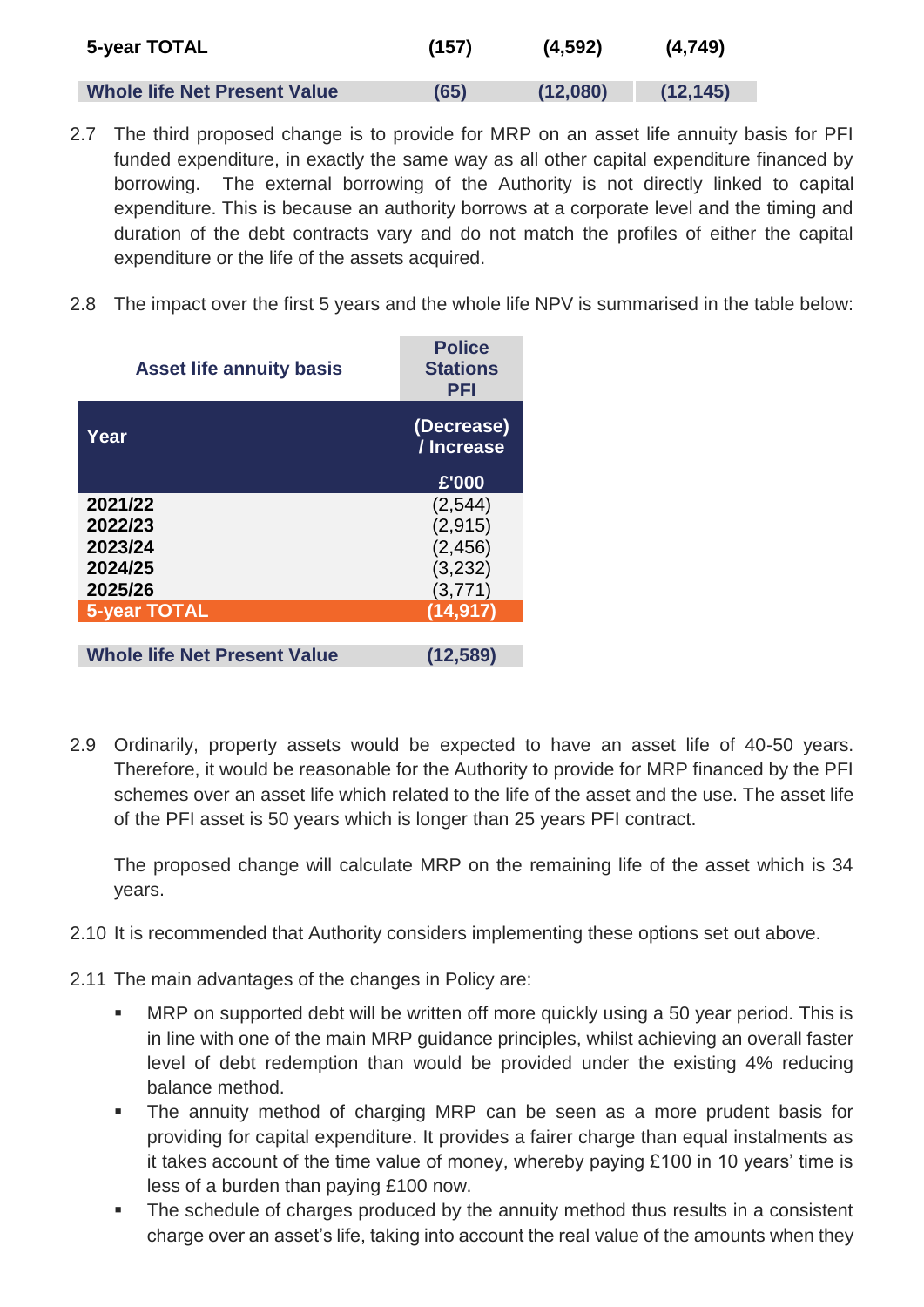| 5-year TOTAL | (157) | (4,592) | (4,749) |
|---|---|---|---|
| Whole life Net Present Value | (65) | (12,080) | (12,145) |

2.7 The third proposed change is to provide for MRP on an asset life annuity basis for PFI funded expenditure, in exactly the same way as all other capital expenditure financed by borrowing. The external borrowing of the Authority is not directly linked to capital expenditure. This is because an authority borrows at a corporate level and the timing and duration of the debt contracts vary and do not match the profiles of either the capital expenditure or the life of the assets acquired.

2.8 The impact over the first 5 years and the whole life NPV is summarised in the table below:

| Asset life annuity basis | Police Stations PFI |
|---|---|
| Year | (Decrease) / Increase £'000 |
| 2021/22 | (2,544) |
| 2022/23 | (2,915) |
| 2023/24 | (2,456) |
| 2024/25 | (3,232) |
| 2025/26 | (3,771) |
| 5-year TOTAL | (14,917) |
| Whole life Net Present Value | (12,589) |

2.9 Ordinarily, property assets would be expected to have an asset life of 40-50 years. Therefore, it would be reasonable for the Authority to provide for MRP financed by the PFI schemes over an asset life which related to the life of the asset and the use. The asset life of the PFI asset is 50 years which is longer than 25 years PFI contract.

The proposed change will calculate MRP on the remaining life of the asset which is 34 years.

2.10 It is recommended that Authority considers implementing these options set out above.

2.11 The main advantages of the changes in Policy are:

- MRP on supported debt will be written off more quickly using a 50 year period. This is in line with one of the main MRP guidance principles, whilst achieving an overall faster level of debt redemption than would be provided under the existing 4% reducing balance method.
- The annuity method of charging MRP can be seen as a more prudent basis for providing for capital expenditure. It provides a fairer charge than equal instalments as it takes account of the time value of money, whereby paying £100 in 10 years' time is less of a burden than paying £100 now.
- The schedule of charges produced by the annuity method thus results in a consistent charge over an asset's life, taking into account the real value of the amounts when they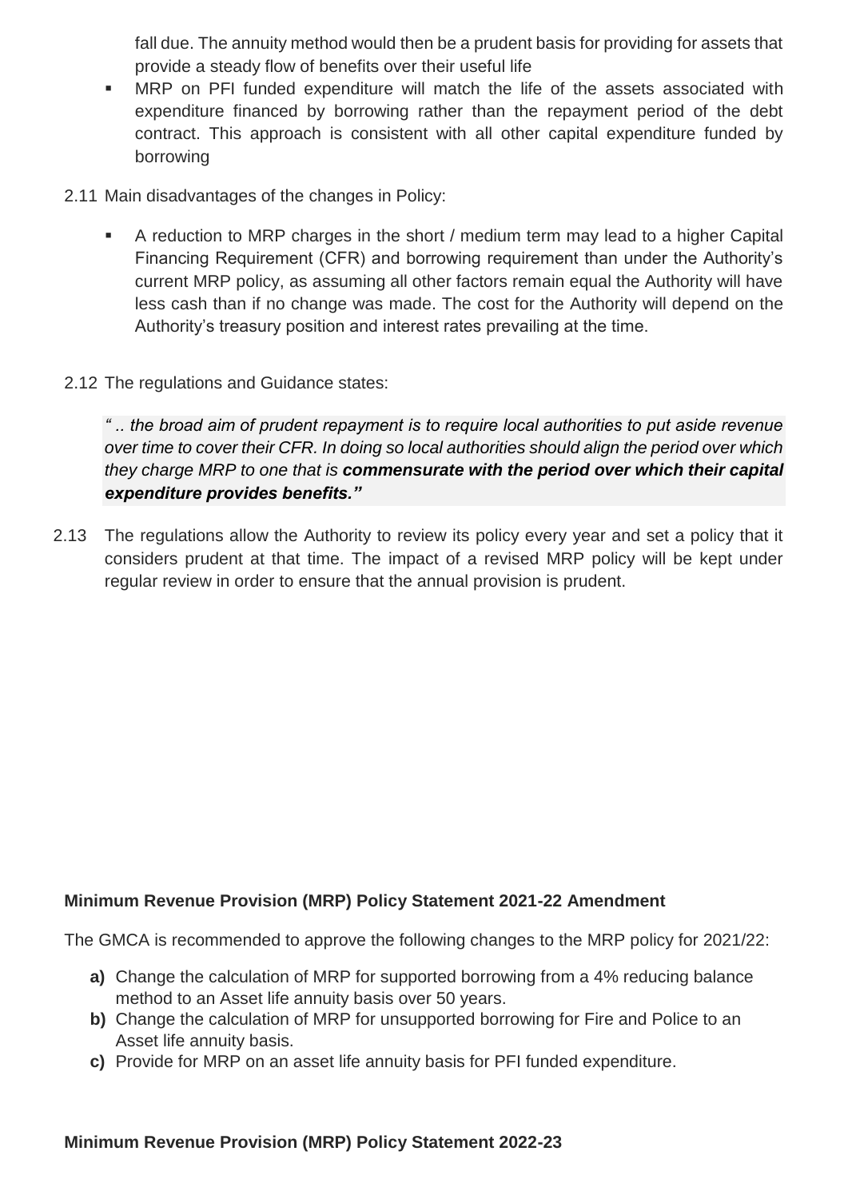fall due. The annuity method would then be a prudent basis for providing for assets that provide a steady flow of benefits over their useful life

- MRP on PFI funded expenditure will match the life of the assets associated with expenditure financed by borrowing rather than the repayment period of the debt contract. This approach is consistent with all other capital expenditure funded by borrowing

2.11 Main disadvantages of the changes in Policy:

- A reduction to MRP charges in the short / medium term may lead to a higher Capital Financing Requirement (CFR) and borrowing requirement than under the Authority's current MRP policy, as assuming all other factors remain equal the Authority will have less cash than if no change was made. The cost for the Authority will depend on the Authority's treasury position and interest rates prevailing at the time.

2.12 The regulations and Guidance states:

> *" .. the broad aim of prudent repayment is to require local authorities to put aside revenue over time to cover their CFR. In doing so local authorities should align the period over which they charge MRP to one that is* ***commensurate with the period over which their capital expenditure provides benefits."***

2.13 The regulations allow the Authority to review its policy every year and set a policy that it considers prudent at that time. The impact of a revised MRP policy will be kept under regular review in order to ensure that the annual provision is prudent.

**Minimum Revenue Provision (MRP) Policy Statement 2021-22 Amendment**

The GMCA is recommended to approve the following changes to the MRP policy for 2021/22:

**a)** Change the calculation of MRP for supported borrowing from a 4% reducing balance method to an Asset life annuity basis over 50 years.

**b)** Change the calculation of MRP for unsupported borrowing for Fire and Police to an Asset life annuity basis.

**c)** Provide for MRP on an asset life annuity basis for PFI funded expenditure.

**Minimum Revenue Provision (MRP) Policy Statement 2022-23**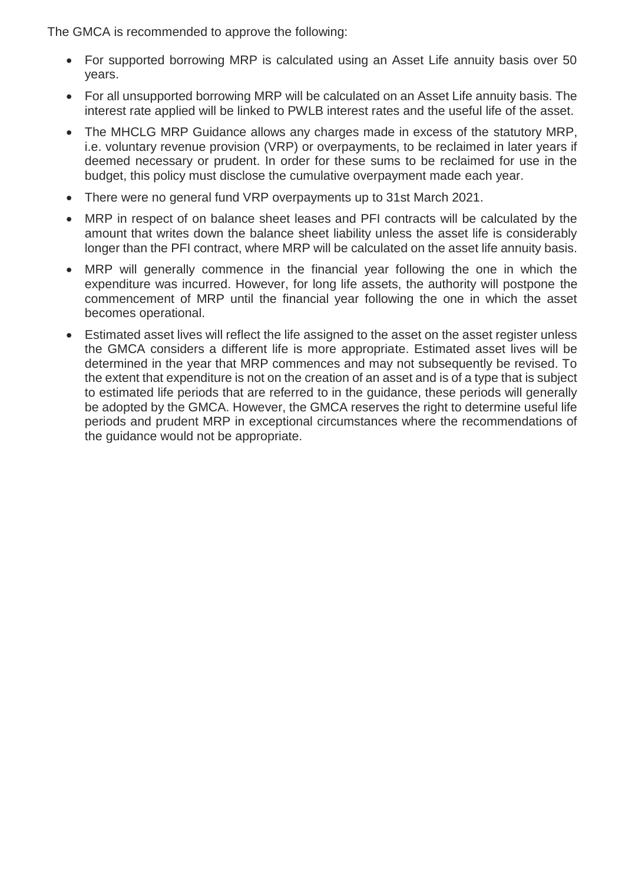The GMCA is recommended to approve the following:

- For supported borrowing MRP is calculated using an Asset Life annuity basis over 50 years.
- For all unsupported borrowing MRP will be calculated on an Asset Life annuity basis. The interest rate applied will be linked to PWLB interest rates and the useful life of the asset.
- The MHCLG MRP Guidance allows any charges made in excess of the statutory MRP, i.e. voluntary revenue provision (VRP) or overpayments, to be reclaimed in later years if deemed necessary or prudent. In order for these sums to be reclaimed for use in the budget, this policy must disclose the cumulative overpayment made each year.
- There were no general fund VRP overpayments up to 31st March 2021.
- MRP in respect of on balance sheet leases and PFI contracts will be calculated by the amount that writes down the balance sheet liability unless the asset life is considerably longer than the PFI contract, where MRP will be calculated on the asset life annuity basis.
- MRP will generally commence in the financial year following the one in which the expenditure was incurred. However, for long life assets, the authority will postpone the commencement of MRP until the financial year following the one in which the asset becomes operational.
- Estimated asset lives will reflect the life assigned to the asset on the asset register unless the GMCA considers a different life is more appropriate. Estimated asset lives will be determined in the year that MRP commences and may not subsequently be revised. To the extent that expenditure is not on the creation of an asset and is of a type that is subject to estimated life periods that are referred to in the guidance, these periods will generally be adopted by the GMCA. However, the GMCA reserves the right to determine useful life periods and prudent MRP in exceptional circumstances where the recommendations of the guidance would not be appropriate.